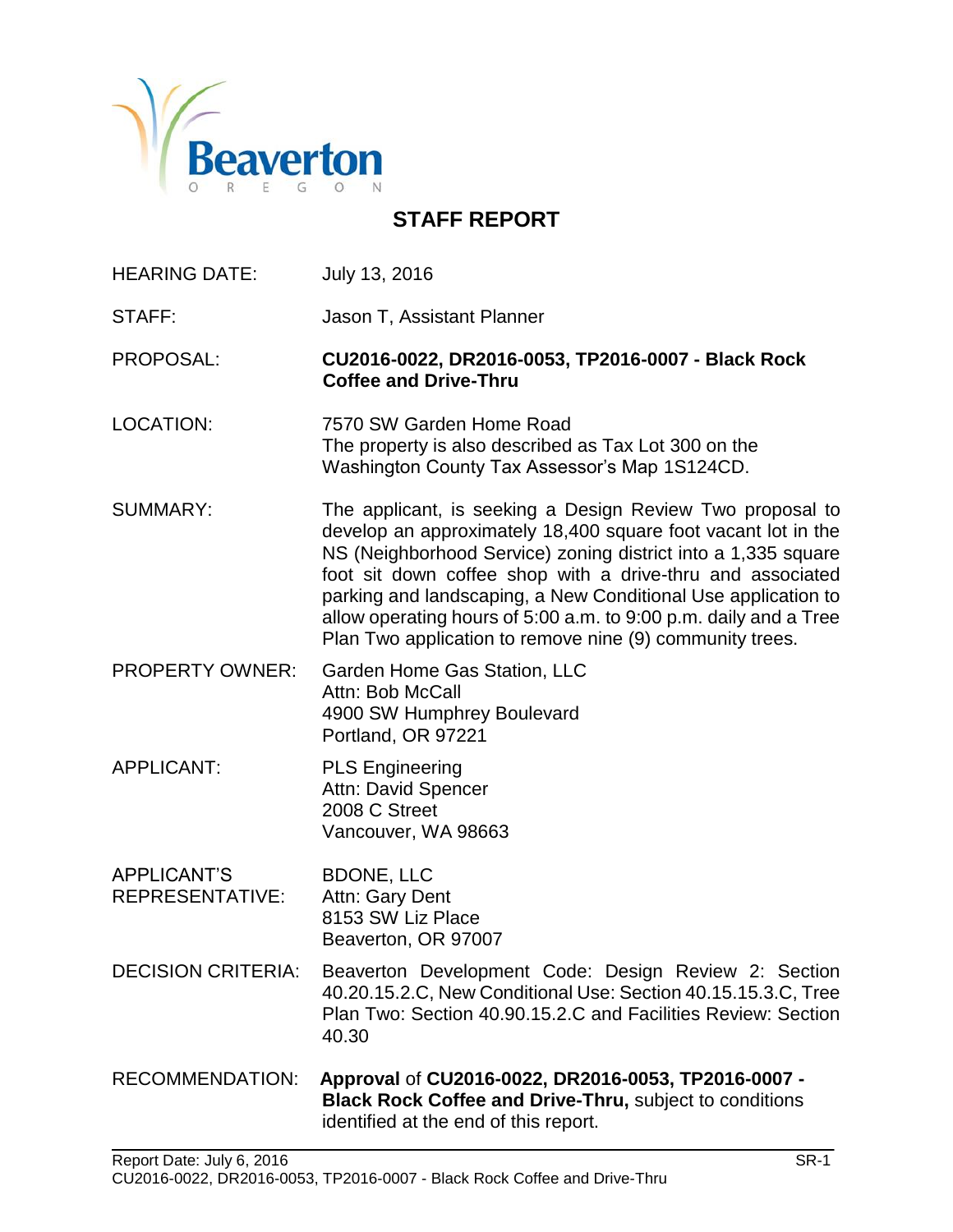Beaverton
OREGON

# STAFF REPORT

| | |
|---|---|
| HEARING DATE: | July 13, 2016 |
| STAFF: | Jason T, Assistant Planner |
| PROPOSAL: | **CU2016-0022, DR2016-0053, TP2016-0007 - Black Rock Coffee and Drive-Thru** |
| LOCATION: | 7570 SW Garden Home Road<br>The property is also described as Tax Lot 300 on the Washington County Tax Assessor's Map 1S124CD. |
| SUMMARY: | The applicant, is seeking a Design Review Two proposal to develop an approximately 18,400 square foot vacant lot in the NS (Neighborhood Service) zoning district into a 1,335 square foot sit down coffee shop with a drive-thru and associated parking and landscaping, a New Conditional Use application to allow operating hours of 5:00 a.m. to 9:00 p.m. daily and a Tree Plan Two application to remove nine (9) community trees. |
| PROPERTY OWNER: | Garden Home Gas Station, LLC<br>Attn: Bob McCall<br>4900 SW Humphrey Boulevard<br>Portland, OR 97221 |
| APPLICANT: | PLS Engineering<br>Attn: David Spencer<br>2008 C Street<br>Vancouver, WA 98663 |
| APPLICANT'S REPRESENTATIVE: | BDONE, LLC<br>Attn: Gary Dent<br>8153 SW Liz Place<br>Beaverton, OR 97007 |
| DECISION CRITERIA: | Beaverton Development Code: Design Review 2: Section 40.20.15.2.C, New Conditional Use: Section 40.15.15.3.C, Tree Plan Two: Section 40.90.15.2.C and Facilities Review: Section 40.30 |
| RECOMMENDATION: | **Approval** of **CU2016-0022, DR2016-0053, TP2016-0007 - Black Rock Coffee and Drive-Thru,** subject to conditions identified at the end of this report. |

Report Date: July 6, 2016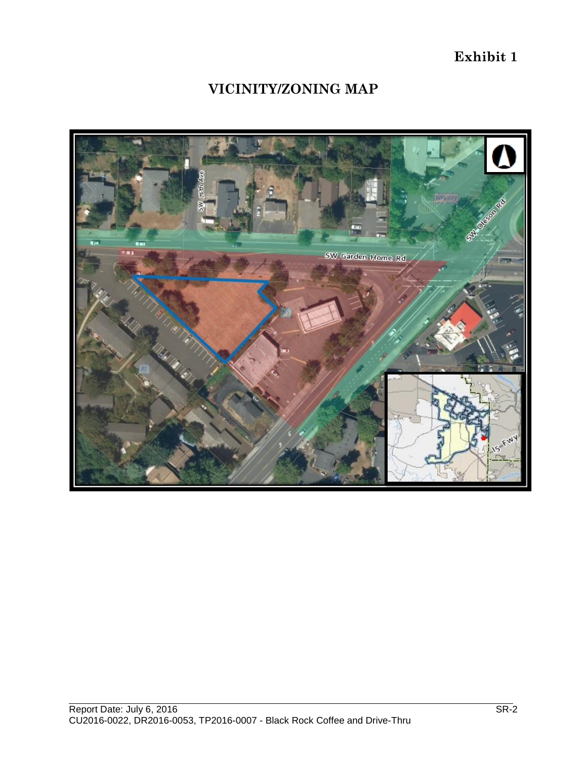**Exhibit 1**

## VICINITY/ZONING MAP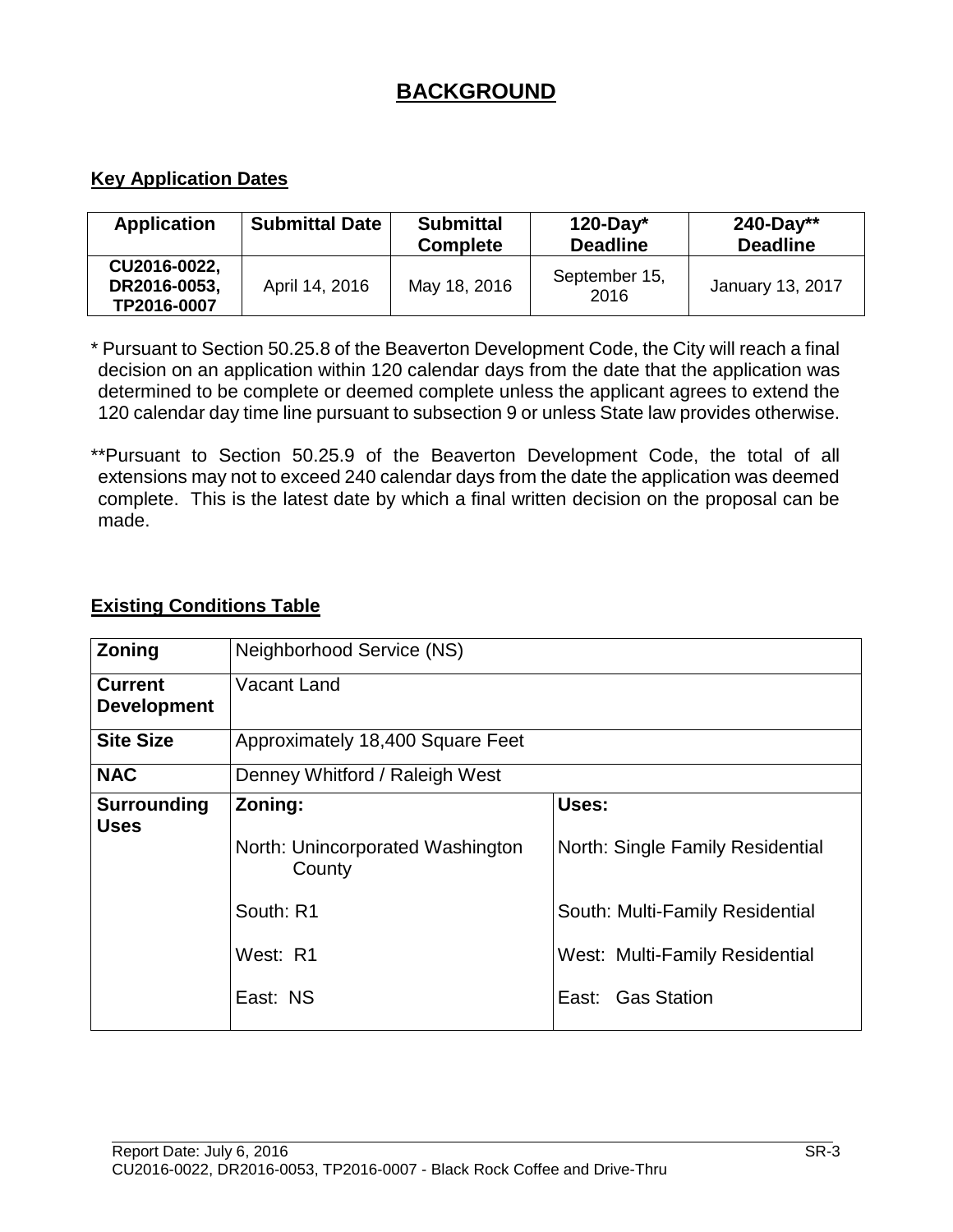# BACKGROUND

## Key Application Dates

| Application | Submittal Date | Submittal Complete | 120-Day* Deadline | 240-Day** Deadline |
|---|---|---|---|---|
| CU2016-0022, DR2016-0053, TP2016-0007 | April 14, 2016 | May 18, 2016 | September 15, 2016 | January 13, 2017 |

* Pursuant to Section 50.25.8 of the Beaverton Development Code, the City will reach a final decision on an application within 120 calendar days from the date that the application was determined to be complete or deemed complete unless the applicant agrees to extend the 120 calendar day time line pursuant to subsection 9 or unless State law provides otherwise.

**Pursuant to Section 50.25.9 of the Beaverton Development Code, the total of all extensions may not to exceed 240 calendar days from the date the application was deemed complete. This is the latest date by which a final written decision on the proposal can be made.

## Existing Conditions Table

| **Zoning** | Neighborhood Service (NS) | |
|---|---|---|
| **Current Development** | Vacant Land | |
| **Site Size** | Approximately 18,400 Square Feet | |
| **NAC** | Denney Whitford / Raleigh West | |
| **Surrounding Uses** | **Zoning:** | **Uses:** |
| | North: Unincorporated Washington County | North: Single Family Residential |
| | South: R1 | South: Multi-Family Residential |
| | West: R1 | West: Multi-Family Residential |
| | East: NS | East: Gas Station |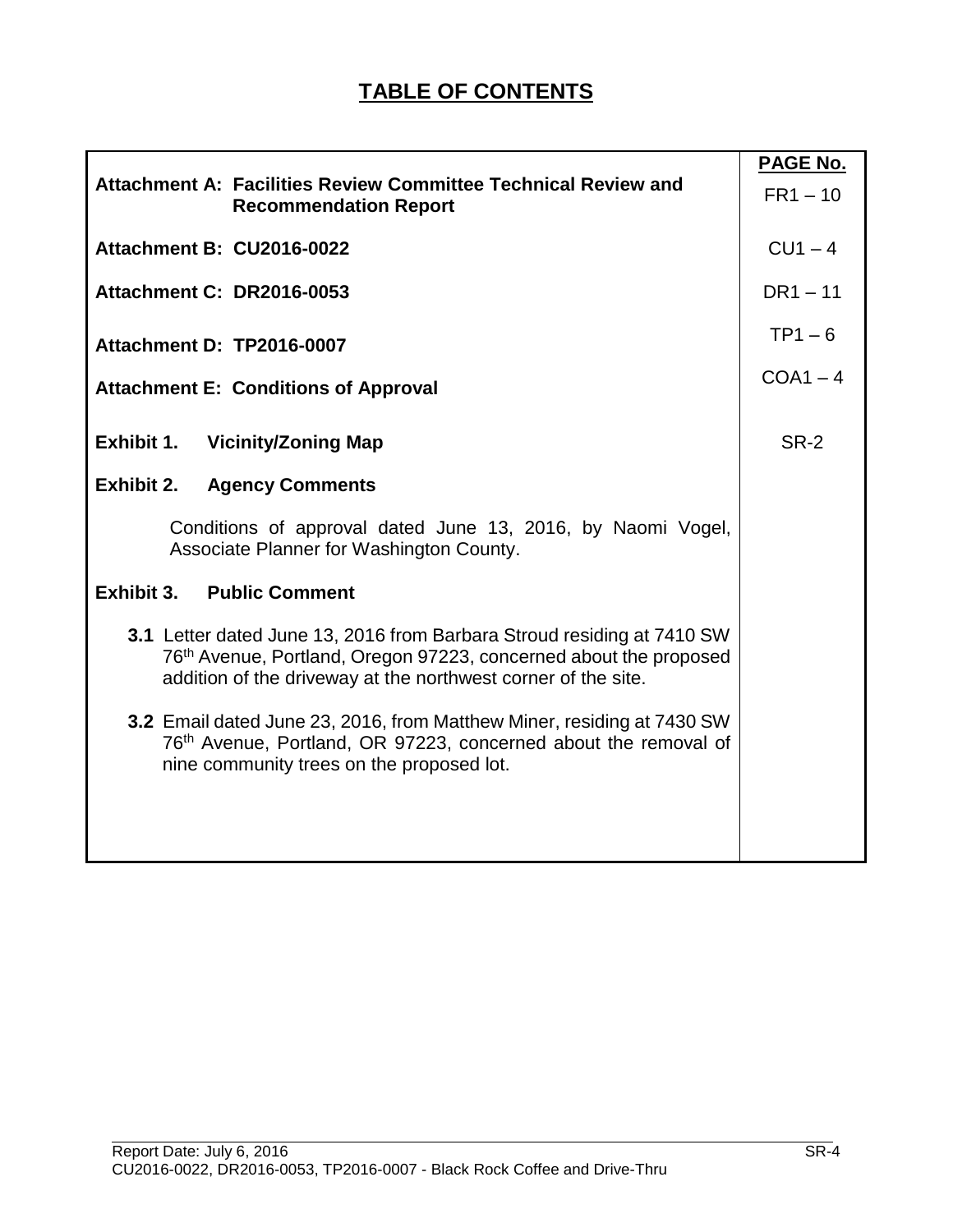# TABLE OF CONTENTS

| | PAGE No. |
|---|---|
| **Attachment A: Facilities Review Committee Technical Review and Recommendation Report** | FR1 – 10 |
| **Attachment B: CU2016-0022** | CU1 – 4 |
| **Attachment C: DR2016-0053** | DR1 – 11 |
| **Attachment D: TP2016-0007** | TP1 – 6 |
| **Attachment E: Conditions of Approval** | COA1 – 4 |
| **Exhibit 1. Vicinity/Zoning Map** | SR-2 |
| **Exhibit 2. Agency Comments** | |
| Conditions of approval dated June 13, 2016, by Naomi Vogel, Associate Planner for Washington County. | |
| **Exhibit 3. Public Comment** | |
| **3.1** Letter dated June 13, 2016 from Barbara Stroud residing at 7410 SW 76th Avenue, Portland, Oregon 97223, concerned about the proposed addition of the driveway at the northwest corner of the site. | |
| **3.2** Email dated June 23, 2016, from Matthew Miner, residing at 7430 SW 76th Avenue, Portland, OR 97223, concerned about the removal of nine community trees on the proposed lot. | |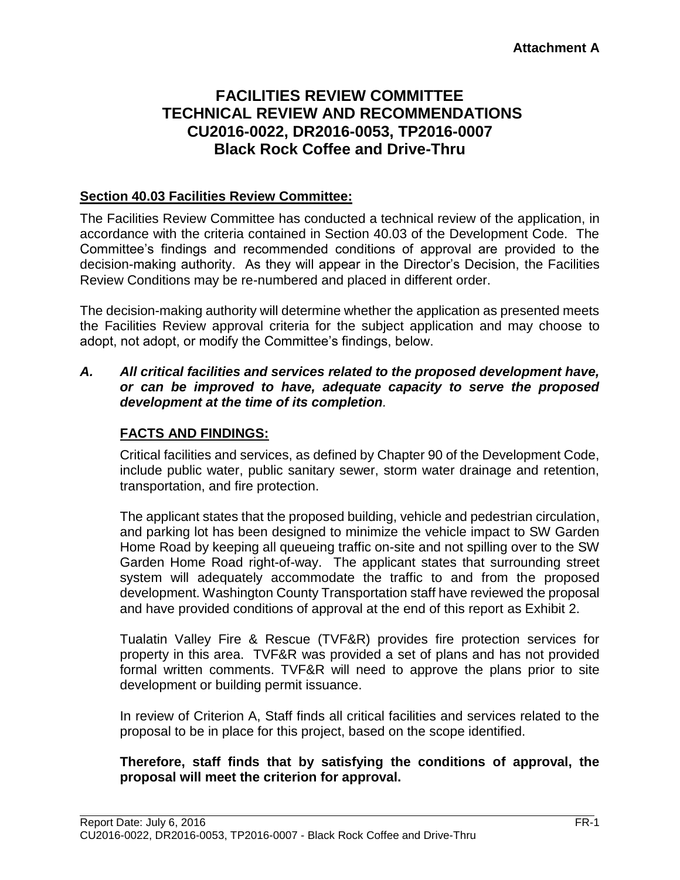**Attachment A**

# FACILITIES REVIEW COMMITTEE
# TECHNICAL REVIEW AND RECOMMENDATIONS
# CU2016-0022, DR2016-0053, TP2016-0007
# Black Rock Coffee and Drive-Thru

**Section 40.03 Facilities Review Committee:**

The Facilities Review Committee has conducted a technical review of the application, in accordance with the criteria contained in Section 40.03 of the Development Code. The Committee's findings and recommended conditions of approval are provided to the decision-making authority. As they will appear in the Director's Decision, the Facilities Review Conditions may be re-numbered and placed in different order.

The decision-making authority will determine whether the application as presented meets the Facilities Review approval criteria for the subject application and may choose to adopt, not adopt, or modify the Committee's findings, below.

***A. All critical facilities and services related to the proposed development have, or can be improved to have, adequate capacity to serve the proposed development at the time of its completion.***

**FACTS AND FINDINGS:**

Critical facilities and services, as defined by Chapter 90 of the Development Code, include public water, public sanitary sewer, storm water drainage and retention, transportation, and fire protection.

The applicant states that the proposed building, vehicle and pedestrian circulation, and parking lot has been designed to minimize the vehicle impact to SW Garden Home Road by keeping all queueing traffic on-site and not spilling over to the SW Garden Home Road right-of-way. The applicant states that surrounding street system will adequately accommodate the traffic to and from the proposed development. Washington County Transportation staff have reviewed the proposal and have provided conditions of approval at the end of this report as Exhibit 2.

Tualatin Valley Fire & Rescue (TVF&R) provides fire protection services for property in this area. TVF&R was provided a set of plans and has not provided formal written comments. TVF&R will need to approve the plans prior to site development or building permit issuance.

In review of Criterion A, Staff finds all critical facilities and services related to the proposal to be in place for this project, based on the scope identified.

**Therefore, staff finds that by satisfying the conditions of approval, the proposal will meet the criterion for approval.**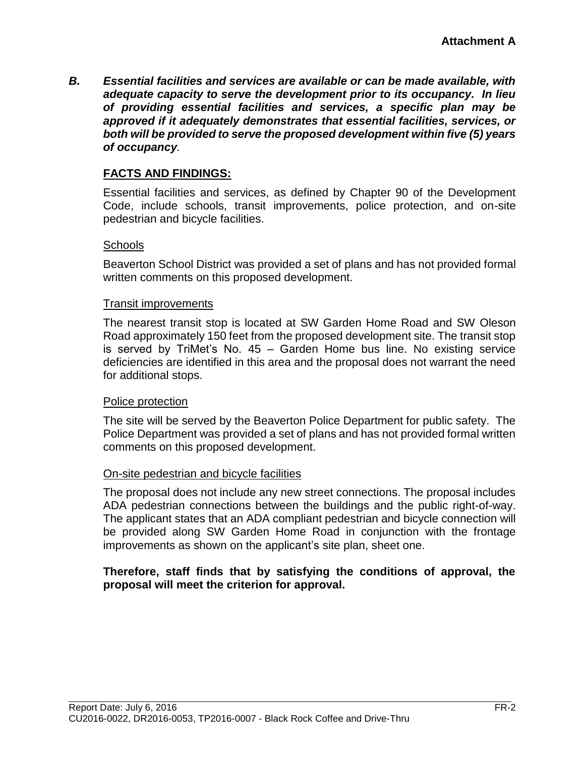**Attachment A**

***B. Essential facilities and services are available or can be made available, with adequate capacity to serve the development prior to its occupancy. In lieu of providing essential facilities and services, a specific plan may be approved if it adequately demonstrates that essential facilities, services, or both will be provided to serve the proposed development within five (5) years of occupancy.***

**FACTS AND FINDINGS:**

Essential facilities and services, as defined by Chapter 90 of the Development Code, include schools, transit improvements, police protection, and on-site pedestrian and bicycle facilities.

Schools

Beaverton School District was provided a set of plans and has not provided formal written comments on this proposed development.

Transit improvements

The nearest transit stop is located at SW Garden Home Road and SW Oleson Road approximately 150 feet from the proposed development site. The transit stop is served by TriMet's No. 45 – Garden Home bus line. No existing service deficiencies are identified in this area and the proposal does not warrant the need for additional stops.

Police protection

The site will be served by the Beaverton Police Department for public safety. The Police Department was provided a set of plans and has not provided formal written comments on this proposed development.

On-site pedestrian and bicycle facilities

The proposal does not include any new street connections. The proposal includes ADA pedestrian connections between the buildings and the public right-of-way. The applicant states that an ADA compliant pedestrian and bicycle connection will be provided along SW Garden Home Road in conjunction with the frontage improvements as shown on the applicant's site plan, sheet one.

**Therefore, staff finds that by satisfying the conditions of approval, the proposal will meet the criterion for approval.**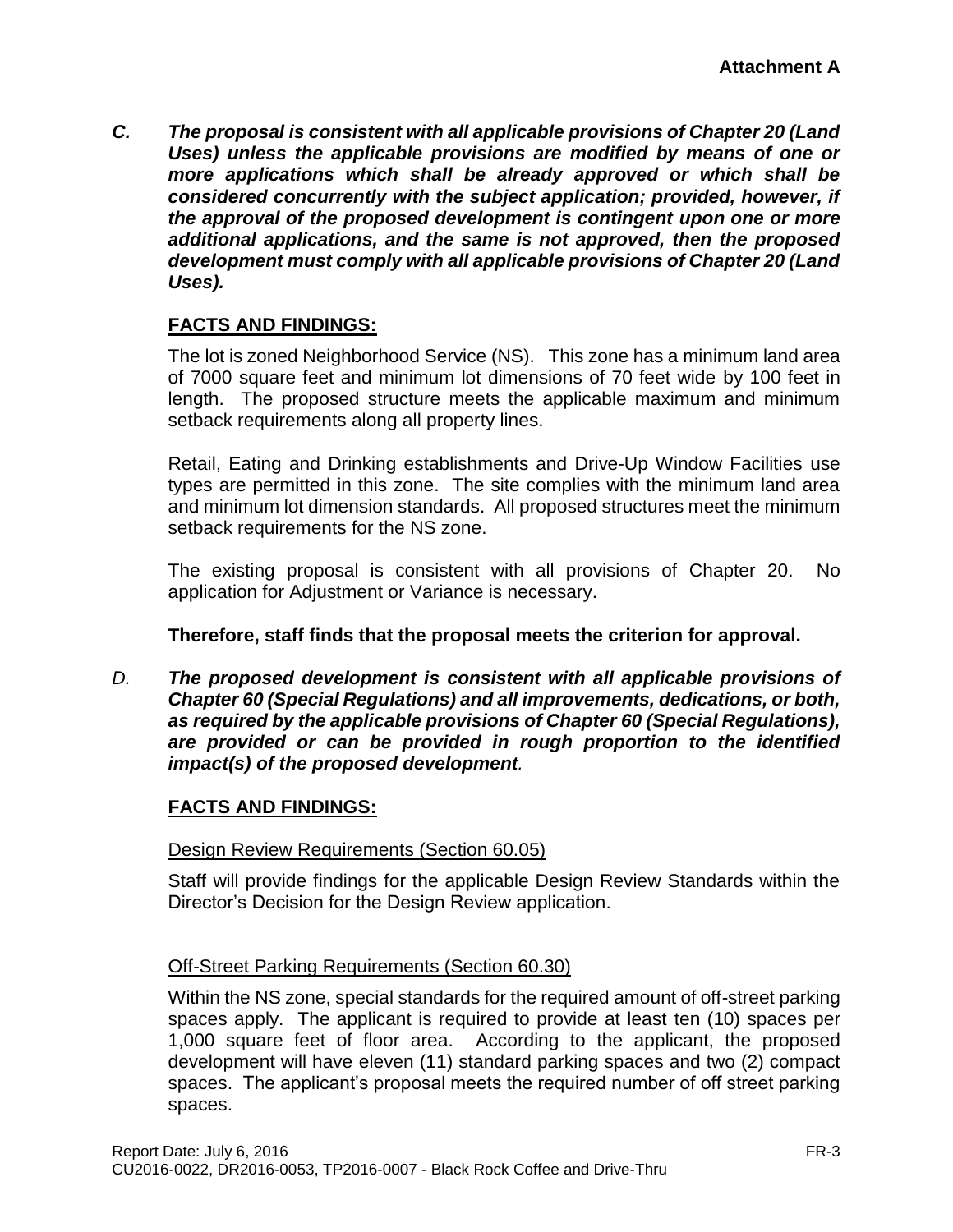**Attachment A**

***C. The proposal is consistent with all applicable provisions of Chapter 20 (Land Uses) unless the applicable provisions are modified by means of one or more applications which shall be already approved or which shall be considered concurrently with the subject application; provided, however, if the approval of the proposed development is contingent upon one or more additional applications, and the same is not approved, then the proposed development must comply with all applicable provisions of Chapter 20 (Land Uses).***

**FACTS AND FINDINGS:**

The lot is zoned Neighborhood Service (NS). This zone has a minimum land area of 7000 square feet and minimum lot dimensions of 70 feet wide by 100 feet in length. The proposed structure meets the applicable maximum and minimum setback requirements along all property lines.

Retail, Eating and Drinking establishments and Drive-Up Window Facilities use types are permitted in this zone. The site complies with the minimum land area and minimum lot dimension standards. All proposed structures meet the minimum setback requirements for the NS zone.

The existing proposal is consistent with all provisions of Chapter 20. No application for Adjustment or Variance is necessary.

**Therefore, staff finds that the proposal meets the criterion for approval.**

*D.* ***The proposed development is consistent with all applicable provisions of Chapter 60 (Special Regulations) and all improvements, dedications, or both, as required by the applicable provisions of Chapter 60 (Special Regulations), are provided or can be provided in rough proportion to the identified impact(s) of the proposed development.***

**FACTS AND FINDINGS:**

Design Review Requirements (Section 60.05)

Staff will provide findings for the applicable Design Review Standards within the Director's Decision for the Design Review application.

Off-Street Parking Requirements (Section 60.30)

Within the NS zone, special standards for the required amount of off-street parking spaces apply. The applicant is required to provide at least ten (10) spaces per 1,000 square feet of floor area. According to the applicant, the proposed development will have eleven (11) standard parking spaces and two (2) compact spaces. The applicant's proposal meets the required number of off street parking spaces.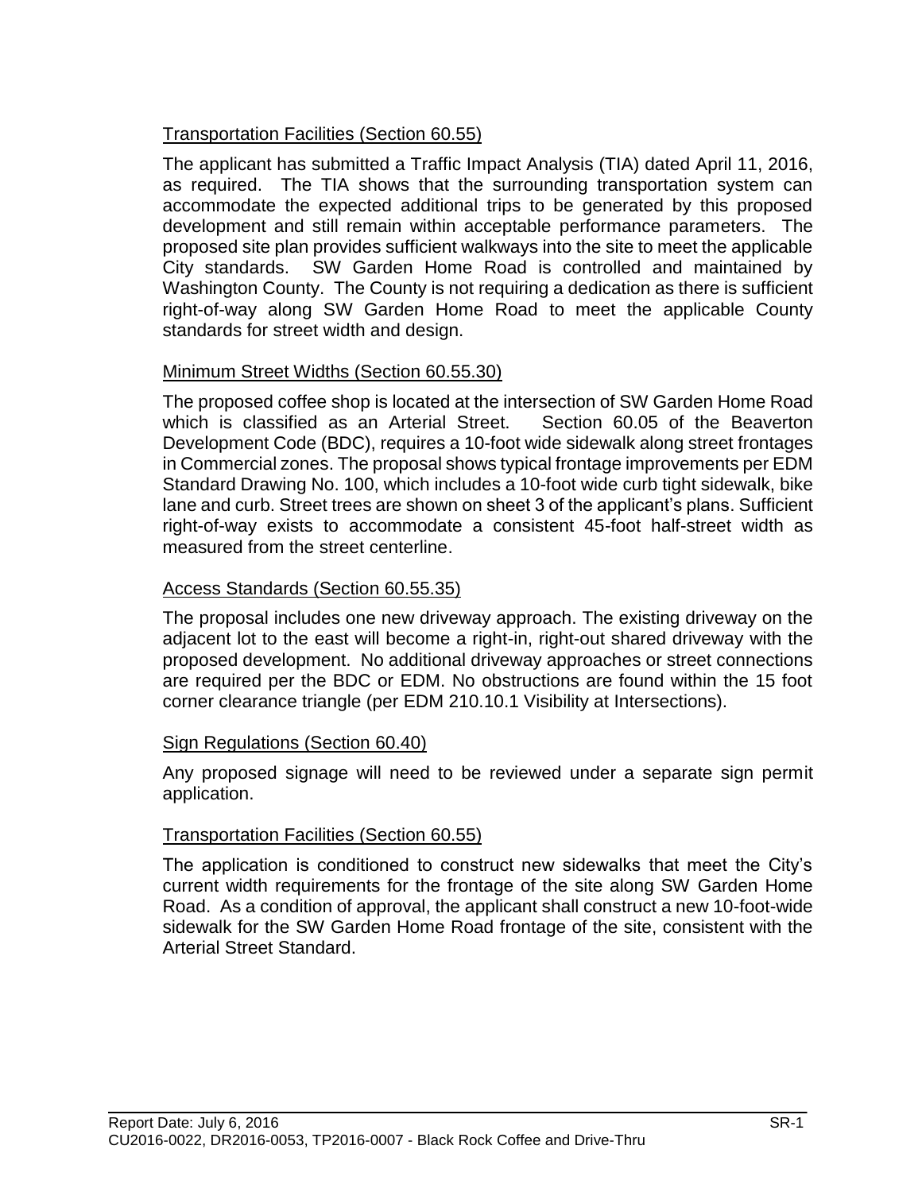<u>Transportation Facilities (Section 60.55)</u>

The applicant has submitted a Traffic Impact Analysis (TIA) dated April 11, 2016, as required. The TIA shows that the surrounding transportation system can accommodate the expected additional trips to be generated by this proposed development and still remain within acceptable performance parameters. The proposed site plan provides sufficient walkways into the site to meet the applicable City standards. SW Garden Home Road is controlled and maintained by Washington County. The County is not requiring a dedication as there is sufficient right-of-way along SW Garden Home Road to meet the applicable County standards for street width and design.

<u>Minimum Street Widths (Section 60.55.30)</u>

The proposed coffee shop is located at the intersection of SW Garden Home Road which is classified as an Arterial Street. Section 60.05 of the Beaverton Development Code (BDC), requires a 10-foot wide sidewalk along street frontages in Commercial zones. The proposal shows typical frontage improvements per EDM Standard Drawing No. 100, which includes a 10-foot wide curb tight sidewalk, bike lane and curb. Street trees are shown on sheet 3 of the applicant's plans. Sufficient right-of-way exists to accommodate a consistent 45-foot half-street width as measured from the street centerline.

<u>Access Standards (Section 60.55.35)</u>

The proposal includes one new driveway approach. The existing driveway on the adjacent lot to the east will become a right-in, right-out shared driveway with the proposed development. No additional driveway approaches or street connections are required per the BDC or EDM. No obstructions are found within the 15 foot corner clearance triangle (per EDM 210.10.1 Visibility at Intersections).

<u>Sign Regulations (Section 60.40)</u>

Any proposed signage will need to be reviewed under a separate sign permit application.

<u>Transportation Facilities (Section 60.55)</u>

The application is conditioned to construct new sidewalks that meet the City's current width requirements for the frontage of the site along SW Garden Home Road. As a condition of approval, the applicant shall construct a new 10-foot-wide sidewalk for the SW Garden Home Road frontage of the site, consistent with the Arterial Street Standard.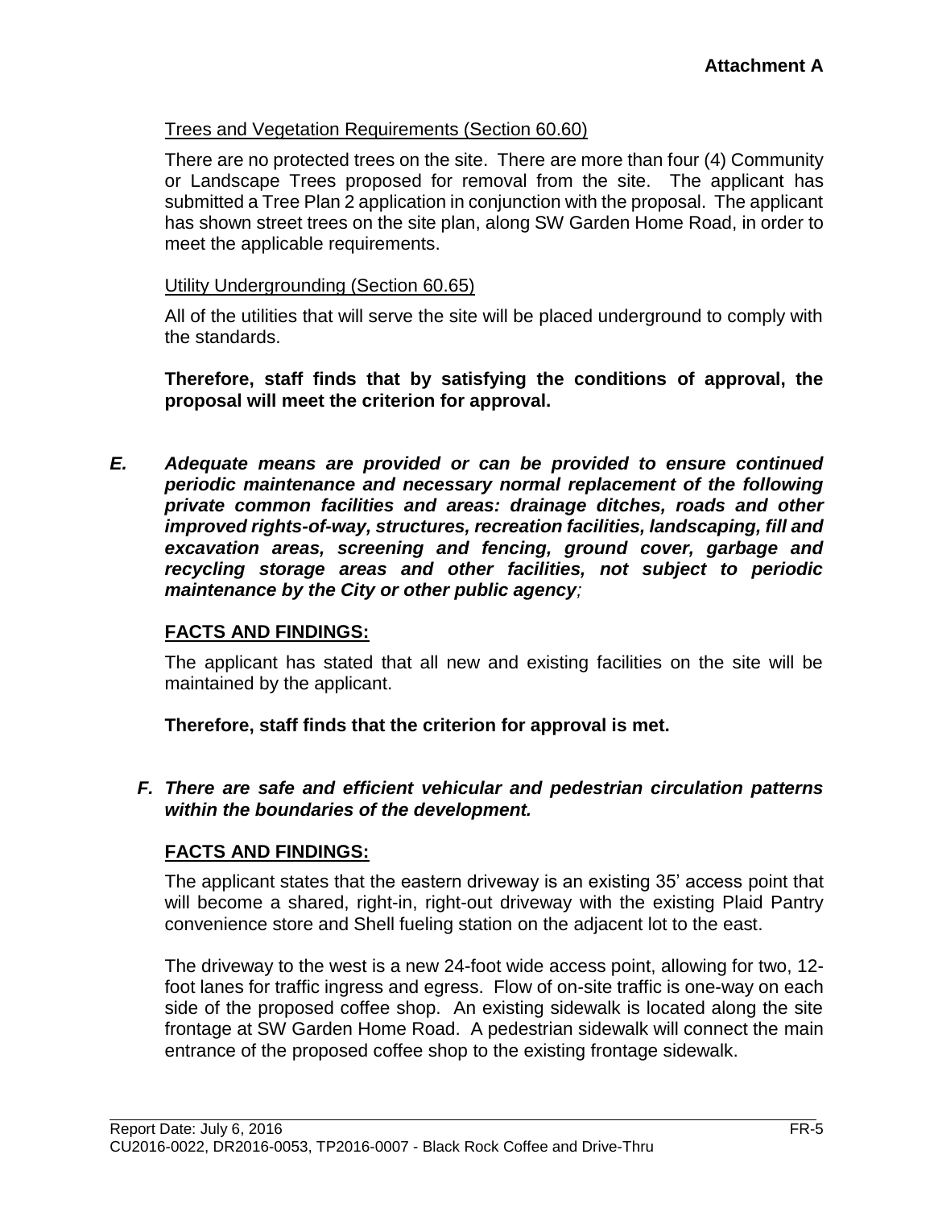Trees and Vegetation Requirements (Section 60.60)

There are no protected trees on the site. There are more than four (4) Community or Landscape Trees proposed for removal from the site. The applicant has submitted a Tree Plan 2 application in conjunction with the proposal. The applicant has shown street trees on the site plan, along SW Garden Home Road, in order to meet the applicable requirements.

Utility Undergrounding (Section 60.65)

All of the utilities that will serve the site will be placed underground to comply with the standards.

**Therefore, staff finds that by satisfying the conditions of approval, the proposal will meet the criterion for approval.**

***E. Adequate means are provided or can be provided to ensure continued periodic maintenance and necessary normal replacement of the following private common facilities and areas: drainage ditches, roads and other improved rights-of-way, structures, recreation facilities, landscaping, fill and excavation areas, screening and fencing, ground cover, garbage and recycling storage areas and other facilities, not subject to periodic maintenance by the City or other public agency;***

**FACTS AND FINDINGS:**

The applicant has stated that all new and existing facilities on the site will be maintained by the applicant.

**Therefore, staff finds that the criterion for approval is met.**

***F. There are safe and efficient vehicular and pedestrian circulation patterns within the boundaries of the development.***

**FACTS AND FINDINGS:**

The applicant states that the eastern driveway is an existing 35' access point that will become a shared, right-in, right-out driveway with the existing Plaid Pantry convenience store and Shell fueling station on the adjacent lot to the east.

The driveway to the west is a new 24-foot wide access point, allowing for two, 12-foot lanes for traffic ingress and egress. Flow of on-site traffic is one-way on each side of the proposed coffee shop. An existing sidewalk is located along the site frontage at SW Garden Home Road. A pedestrian sidewalk will connect the main entrance of the proposed coffee shop to the existing frontage sidewalk.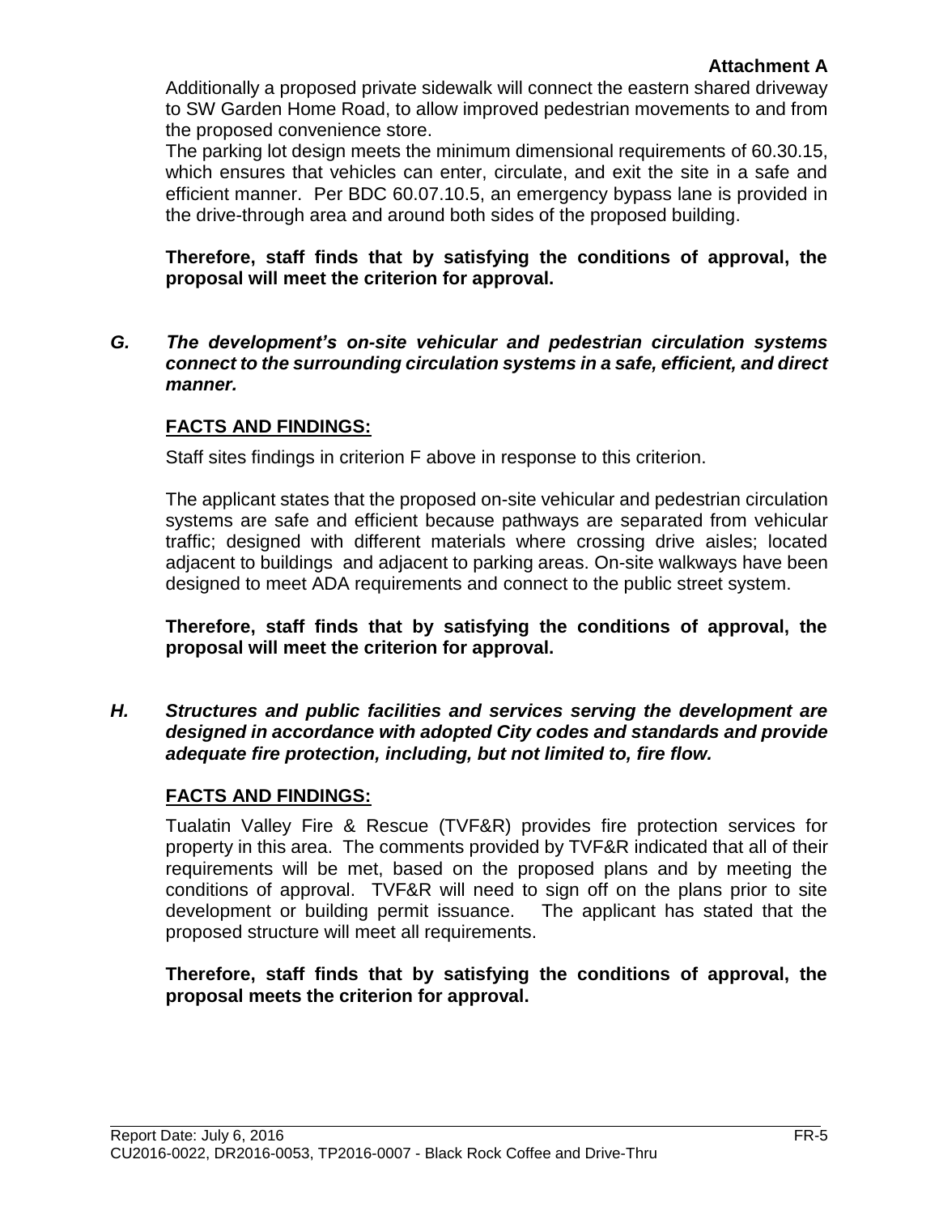Additionally a proposed private sidewalk will connect the eastern shared driveway to SW Garden Home Road, to allow improved pedestrian movements to and from the proposed convenience store.

The parking lot design meets the minimum dimensional requirements of 60.30.15, which ensures that vehicles can enter, circulate, and exit the site in a safe and efficient manner. Per BDC 60.07.10.5, an emergency bypass lane is provided in the drive-through area and around both sides of the proposed building.

**Therefore, staff finds that by satisfying the conditions of approval, the proposal will meet the criterion for approval.**

***G. The development's on-site vehicular and pedestrian circulation systems connect to the surrounding circulation systems in a safe, efficient, and direct manner.***

**FACTS AND FINDINGS:**

Staff sites findings in criterion F above in response to this criterion.

The applicant states that the proposed on-site vehicular and pedestrian circulation systems are safe and efficient because pathways are separated from vehicular traffic; designed with different materials where crossing drive aisles; located adjacent to buildings and adjacent to parking areas. On-site walkways have been designed to meet ADA requirements and connect to the public street system.

**Therefore, staff finds that by satisfying the conditions of approval, the proposal will meet the criterion for approval.**

***H. Structures and public facilities and services serving the development are designed in accordance with adopted City codes and standards and provide adequate fire protection, including, but not limited to, fire flow.***

**FACTS AND FINDINGS:**

Tualatin Valley Fire & Rescue (TVF&R) provides fire protection services for property in this area. The comments provided by TVF&R indicated that all of their requirements will be met, based on the proposed plans and by meeting the conditions of approval. TVF&R will need to sign off on the plans prior to site development or building permit issuance. The applicant has stated that the proposed structure will meet all requirements.

**Therefore, staff finds that by satisfying the conditions of approval, the proposal meets the criterion for approval.**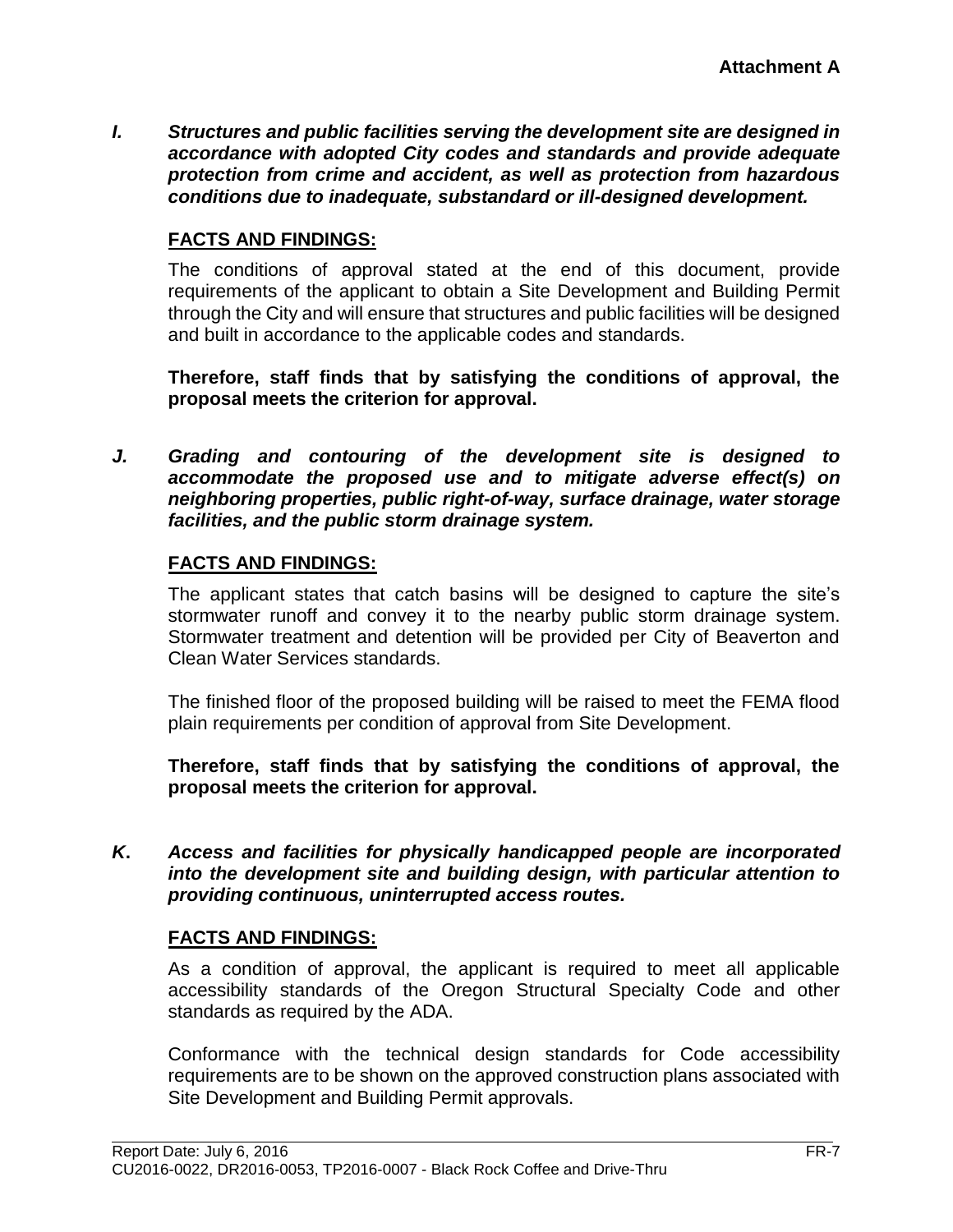***I. Structures and public facilities serving the development site are designed in accordance with adopted City codes and standards and provide adequate protection from crime and accident, as well as protection from hazardous conditions due to inadequate, substandard or ill-designed development.***

**FACTS AND FINDINGS:**

The conditions of approval stated at the end of this document, provide requirements of the applicant to obtain a Site Development and Building Permit through the City and will ensure that structures and public facilities will be designed and built in accordance to the applicable codes and standards.

**Therefore, staff finds that by satisfying the conditions of approval, the proposal meets the criterion for approval.**

***J. Grading and contouring of the development site is designed to accommodate the proposed use and to mitigate adverse effect(s) on neighboring properties, public right-of-way, surface drainage, water storage facilities, and the public storm drainage system.***

**FACTS AND FINDINGS:**

The applicant states that catch basins will be designed to capture the site's stormwater runoff and convey it to the nearby public storm drainage system. Stormwater treatment and detention will be provided per City of Beaverton and Clean Water Services standards.

The finished floor of the proposed building will be raised to meet the FEMA flood plain requirements per condition of approval from Site Development.

**Therefore, staff finds that by satisfying the conditions of approval, the proposal meets the criterion for approval.**

***K. Access and facilities for physically handicapped people are incorporated into the development site and building design, with particular attention to providing continuous, uninterrupted access routes.***

**FACTS AND FINDINGS:**

As a condition of approval, the applicant is required to meet all applicable accessibility standards of the Oregon Structural Specialty Code and other standards as required by the ADA.

Conformance with the technical design standards for Code accessibility requirements are to be shown on the approved construction plans associated with Site Development and Building Permit approvals.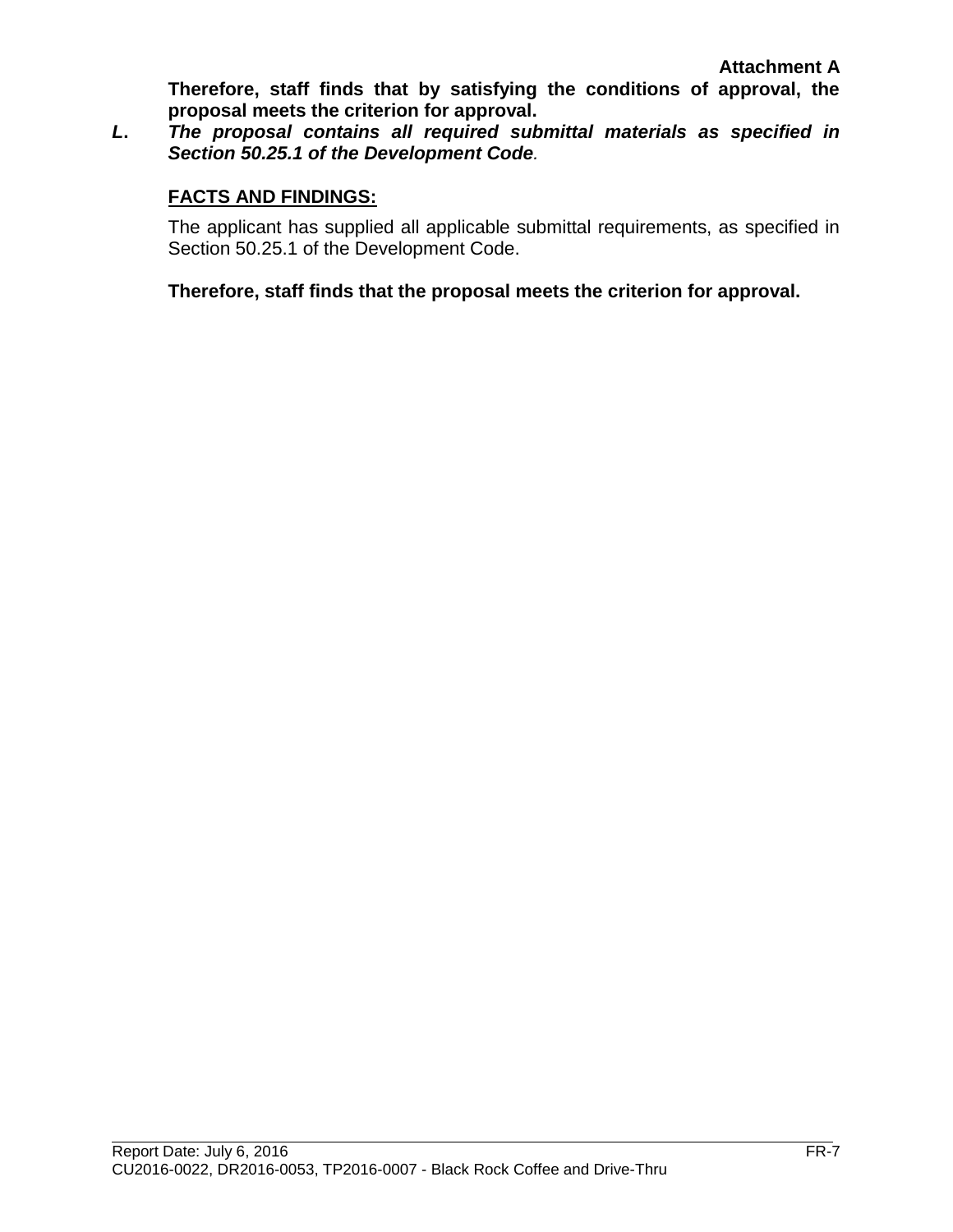**Therefore, staff finds that by satisfying the conditions of approval, the proposal meets the criterion for approval.**

***L. The proposal contains all required submittal materials as specified in Section 50.25.1 of the Development Code.***

**FACTS AND FINDINGS:**

The applicant has supplied all applicable submittal requirements, as specified in Section 50.25.1 of the Development Code.

**Therefore, staff finds that the proposal meets the criterion for approval.**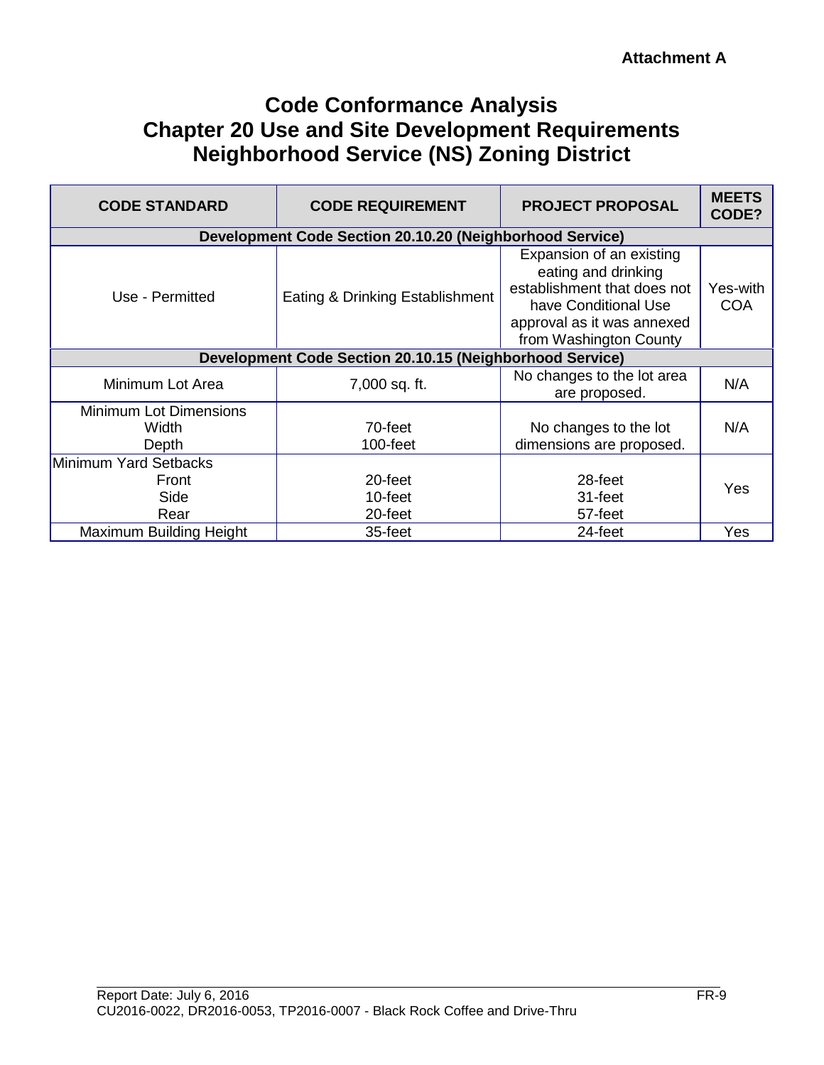**Attachment A**

# Code Conformance Analysis
# Chapter 20 Use and Site Development Requirements
# Neighborhood Service (NS) Zoning District

| CODE STANDARD | CODE REQUIREMENT | PROJECT PROPOSAL | MEETS CODE? |
|---|---|---|---|
| **Development Code Section 20.10.20 (Neighborhood Service)** | | | |
| Use - Permitted | Eating & Drinking Establishment | Expansion of an existing eating and drinking establishment that does not have Conditional Use approval as it was annexed from Washington County | Yes-with COA |
| **Development Code Section 20.10.15 (Neighborhood Service)** | | | |
| Minimum Lot Area | 7,000 sq. ft. | No changes to the lot area are proposed. | N/A |
| Minimum Lot Dimensions<br>Width<br>Depth | <br>70-feet<br>100-feet | No changes to the lot dimensions are proposed. | N/A |
| Minimum Yard Setbacks<br>Front<br>Side<br>Rear | <br>20-feet<br>10-feet<br>20-feet | <br>28-feet<br>31-feet<br>57-feet | Yes |
| Maximum Building Height | 35-feet | 24-feet | Yes |

Report Date: July 6, 2016

CU2016-0022, DR2016-0053, TP2016-0007 - Black Rock Coffee and Drive-Thru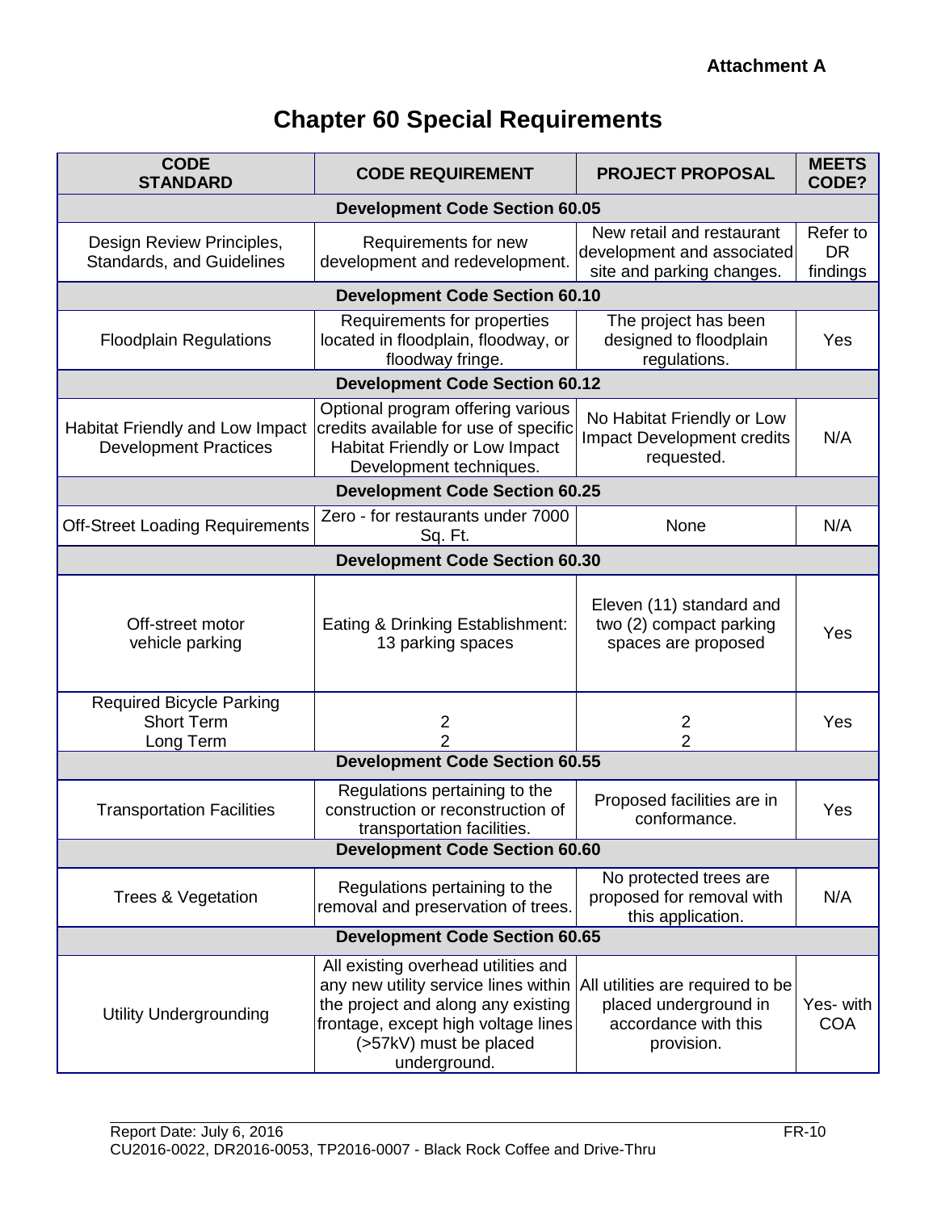**Attachment A**

# Chapter 60 Special Requirements

| CODE STANDARD | CODE REQUIREMENT | PROJECT PROPOSAL | MEETS CODE? |
|---|---|---|---|
| **Development Code Section 60.05** | | | |
| Design Review Principles, Standards, and Guidelines | Requirements for new development and redevelopment. | New retail and restaurant development and associated site and parking changes. | Refer to DR findings |
| **Development Code Section 60.10** | | | |
| Floodplain Regulations | Requirements for properties located in floodplain, floodway, or floodway fringe. | The project has been designed to floodplain regulations. | Yes |
| **Development Code Section 60.12** | | | |
| Habitat Friendly and Low Impact Development Practices | Optional program offering various credits available for use of specific Habitat Friendly or Low Impact Development techniques. | No Habitat Friendly or Low Impact Development credits requested. | N/A |
| **Development Code Section 60.25** | | | |
| Off-Street Loading Requirements | Zero - for restaurants under 7000 Sq. Ft. | None | N/A |
| **Development Code Section 60.30** | | | |
| Off-street motor vehicle parking | Eating & Drinking Establishment: 13 parking spaces | Eleven (11) standard and two (2) compact parking spaces are proposed | Yes |
| Required Bicycle Parking<br>Short Term<br>Long Term | <br>2<br>2 | <br>2<br>2 | Yes |
| **Development Code Section 60.55** | | | |
| Transportation Facilities | Regulations pertaining to the construction or reconstruction of transportation facilities. | Proposed facilities are in conformance. | Yes |
| **Development Code Section 60.60** | | | |
| Trees & Vegetation | Regulations pertaining to the removal and preservation of trees. | No protected trees are proposed for removal with this application. | N/A |
| **Development Code Section 60.65** | | | |
| Utility Undergrounding | All existing overhead utilities and any new utility service lines within the project and along any existing frontage, except high voltage lines (>57kV) must be placed underground. | All utilities are required to be placed underground in accordance with this provision. | Yes- with COA |

Report Date: July 6, 2016
CU2016-0022, DR2016-0053, TP2016-0007 - Black Rock Coffee and Drive-Thru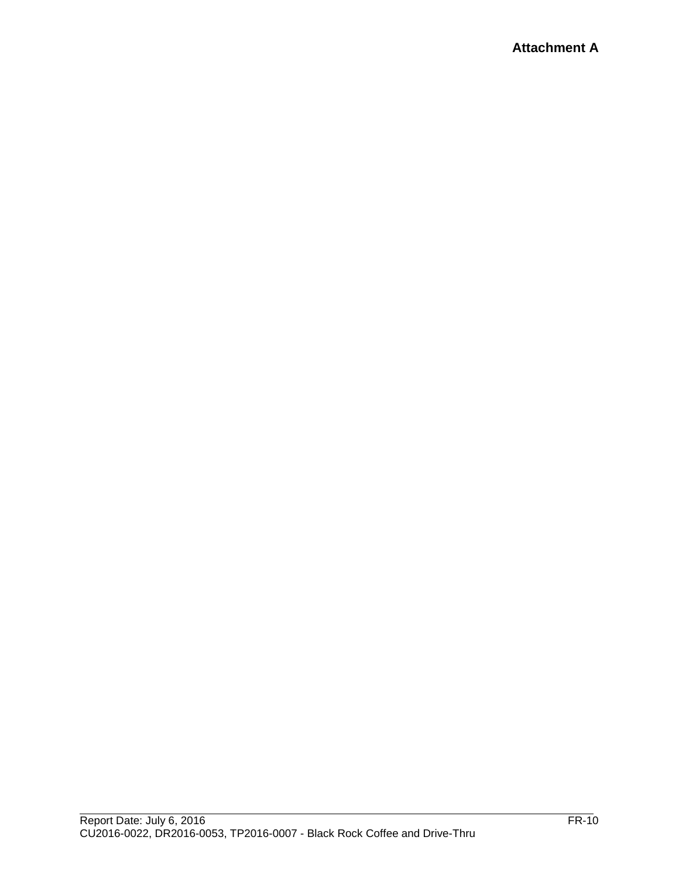**Attachment A**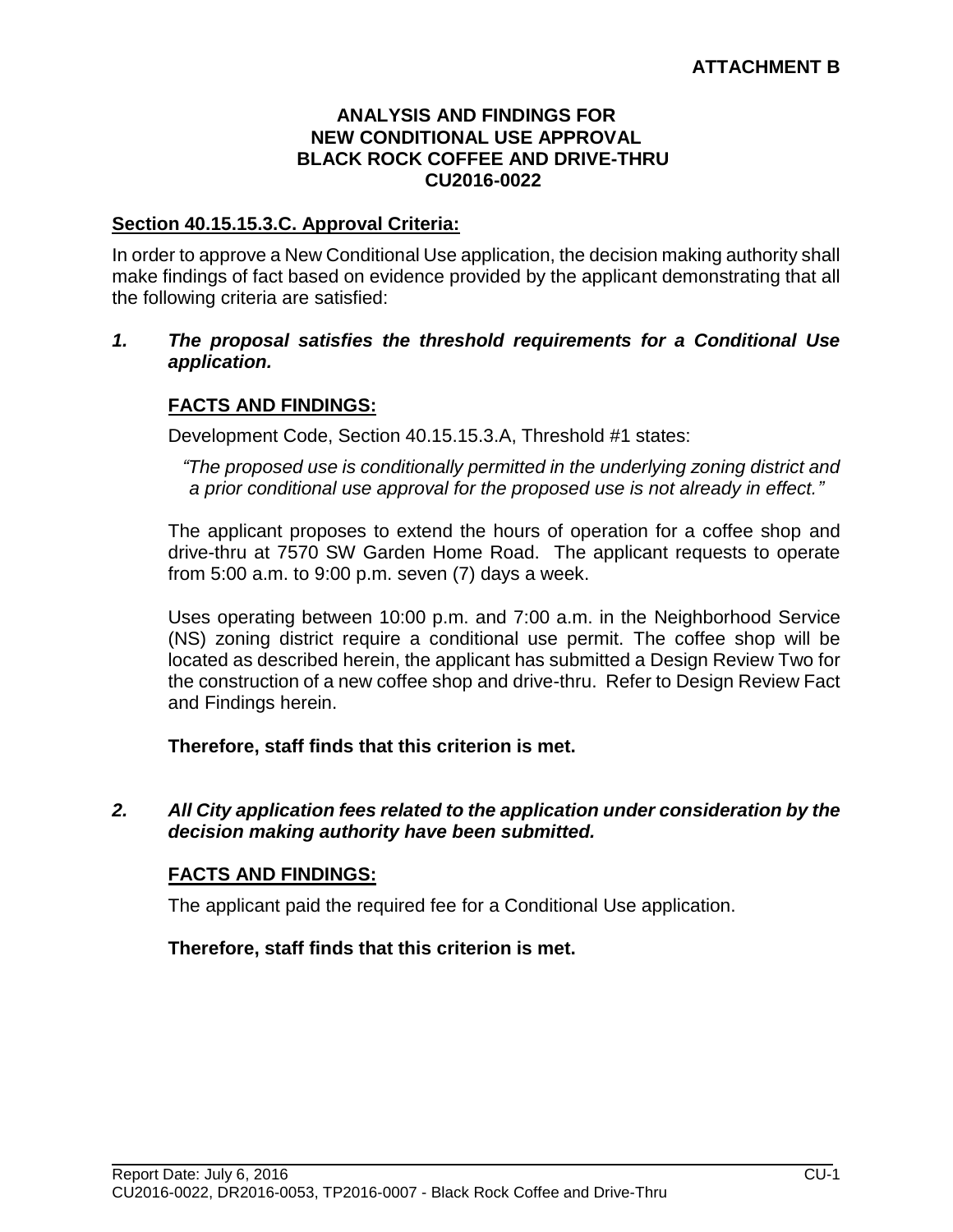**ATTACHMENT B**

**ANALYSIS AND FINDINGS FOR NEW CONDITIONAL USE APPROVAL BLACK ROCK COFFEE AND DRIVE-THRU CU2016-0022**

**Section 40.15.15.3.C. Approval Criteria:**

In order to approve a New Conditional Use application, the decision making authority shall make findings of fact based on evidence provided by the applicant demonstrating that all the following criteria are satisfied:

***1. The proposal satisfies the threshold requirements for a Conditional Use application.***

**FACTS AND FINDINGS:**

Development Code, Section 40.15.15.3.A, Threshold #1 states:

*"The proposed use is conditionally permitted in the underlying zoning district and a prior conditional use approval for the proposed use is not already in effect."*

The applicant proposes to extend the hours of operation for a coffee shop and drive-thru at 7570 SW Garden Home Road. The applicant requests to operate from 5:00 a.m. to 9:00 p.m. seven (7) days a week.

Uses operating between 10:00 p.m. and 7:00 a.m. in the Neighborhood Service (NS) zoning district require a conditional use permit. The coffee shop will be located as described herein, the applicant has submitted a Design Review Two for the construction of a new coffee shop and drive-thru. Refer to Design Review Fact and Findings herein.

**Therefore, staff finds that this criterion is met.**

***2. All City application fees related to the application under consideration by the decision making authority have been submitted.***

**FACTS AND FINDINGS:**

The applicant paid the required fee for a Conditional Use application.

**Therefore, staff finds that this criterion is met.**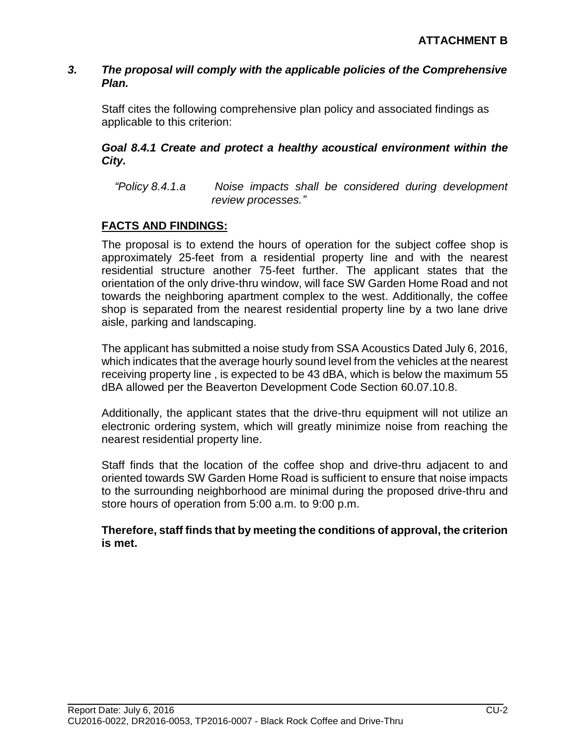**ATTACHMENT B**

***3. The proposal will comply with the applicable policies of the Comprehensive Plan.***

Staff cites the following comprehensive plan policy and associated findings as applicable to this criterion:

***Goal 8.4.1 Create and protect a healthy acoustical environment within the City.***

*"Policy 8.4.1.a Noise impacts shall be considered during development review processes."*

**FACTS AND FINDINGS:**

The proposal is to extend the hours of operation for the subject coffee shop is approximately 25-feet from a residential property line and with the nearest residential structure another 75-feet further. The applicant states that the orientation of the only drive-thru window, will face SW Garden Home Road and not towards the neighboring apartment complex to the west. Additionally, the coffee shop is separated from the nearest residential property line by a two lane drive aisle, parking and landscaping.

The applicant has submitted a noise study from SSA Acoustics Dated July 6, 2016, which indicates that the average hourly sound level from the vehicles at the nearest receiving property line , is expected to be 43 dBA, which is below the maximum 55 dBA allowed per the Beaverton Development Code Section 60.07.10.8.

Additionally, the applicant states that the drive-thru equipment will not utilize an electronic ordering system, which will greatly minimize noise from reaching the nearest residential property line.

Staff finds that the location of the coffee shop and drive-thru adjacent to and oriented towards SW Garden Home Road is sufficient to ensure that noise impacts to the surrounding neighborhood are minimal during the proposed drive-thru and store hours of operation from 5:00 a.m. to 9:00 p.m.

**Therefore, staff finds that by meeting the conditions of approval, the criterion is met.**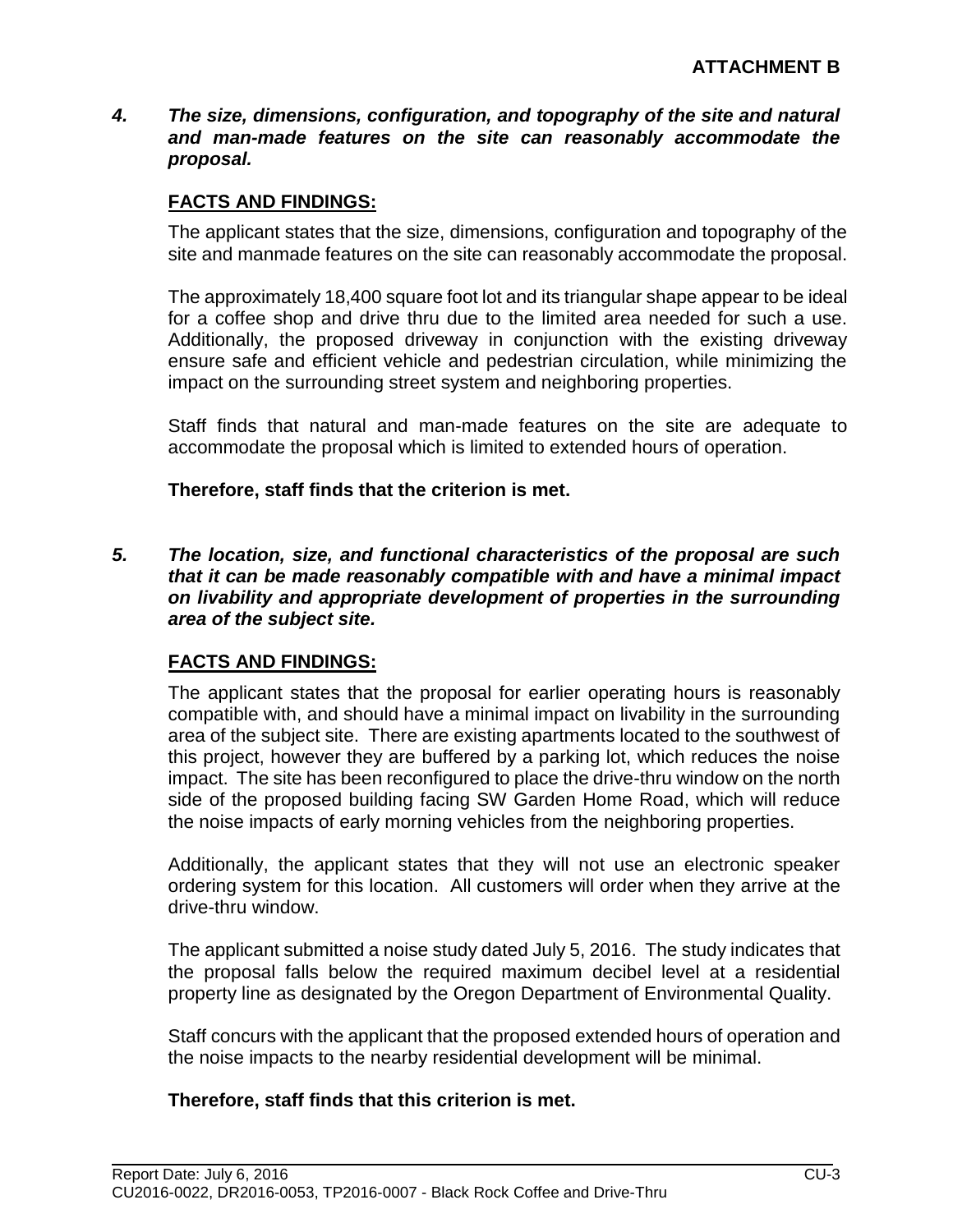**ATTACHMENT B**

***4. The size, dimensions, configuration, and topography of the site and natural and man-made features on the site can reasonably accommodate the proposal.***

**FACTS AND FINDINGS:**

The applicant states that the size, dimensions, configuration and topography of the site and manmade features on the site can reasonably accommodate the proposal.

The approximately 18,400 square foot lot and its triangular shape appear to be ideal for a coffee shop and drive thru due to the limited area needed for such a use. Additionally, the proposed driveway in conjunction with the existing driveway ensure safe and efficient vehicle and pedestrian circulation, while minimizing the impact on the surrounding street system and neighboring properties.

Staff finds that natural and man-made features on the site are adequate to accommodate the proposal which is limited to extended hours of operation.

**Therefore, staff finds that the criterion is met.**

***5. The location, size, and functional characteristics of the proposal are such that it can be made reasonably compatible with and have a minimal impact on livability and appropriate development of properties in the surrounding area of the subject site.***

**FACTS AND FINDINGS:**

The applicant states that the proposal for earlier operating hours is reasonably compatible with, and should have a minimal impact on livability in the surrounding area of the subject site. There are existing apartments located to the southwest of this project, however they are buffered by a parking lot, which reduces the noise impact. The site has been reconfigured to place the drive-thru window on the north side of the proposed building facing SW Garden Home Road, which will reduce the noise impacts of early morning vehicles from the neighboring properties.

Additionally, the applicant states that they will not use an electronic speaker ordering system for this location. All customers will order when they arrive at the drive-thru window.

The applicant submitted a noise study dated July 5, 2016. The study indicates that the proposal falls below the required maximum decibel level at a residential property line as designated by the Oregon Department of Environmental Quality.

Staff concurs with the applicant that the proposed extended hours of operation and the noise impacts to the nearby residential development will be minimal.

**Therefore, staff finds that this criterion is met.**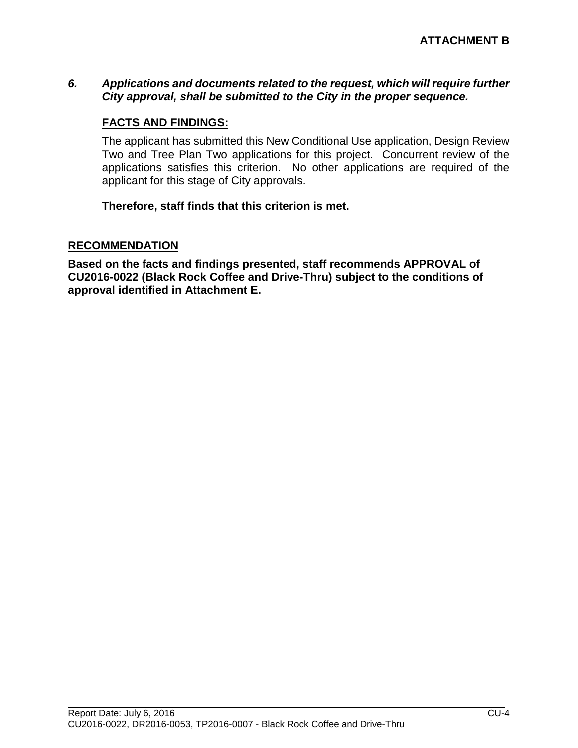**ATTACHMENT B**

***6. Applications and documents related to the request, which will require further City approval, shall be submitted to the City in the proper sequence.***

**FACTS AND FINDINGS:**

The applicant has submitted this New Conditional Use application, Design Review Two and Tree Plan Two applications for this project. Concurrent review of the applications satisfies this criterion. No other applications are required of the applicant for this stage of City approvals.

**Therefore, staff finds that this criterion is met.**

## RECOMMENDATION

**Based on the facts and findings presented, staff recommends APPROVAL of CU2016-0022 (Black Rock Coffee and Drive-Thru) subject to the conditions of approval identified in Attachment E.**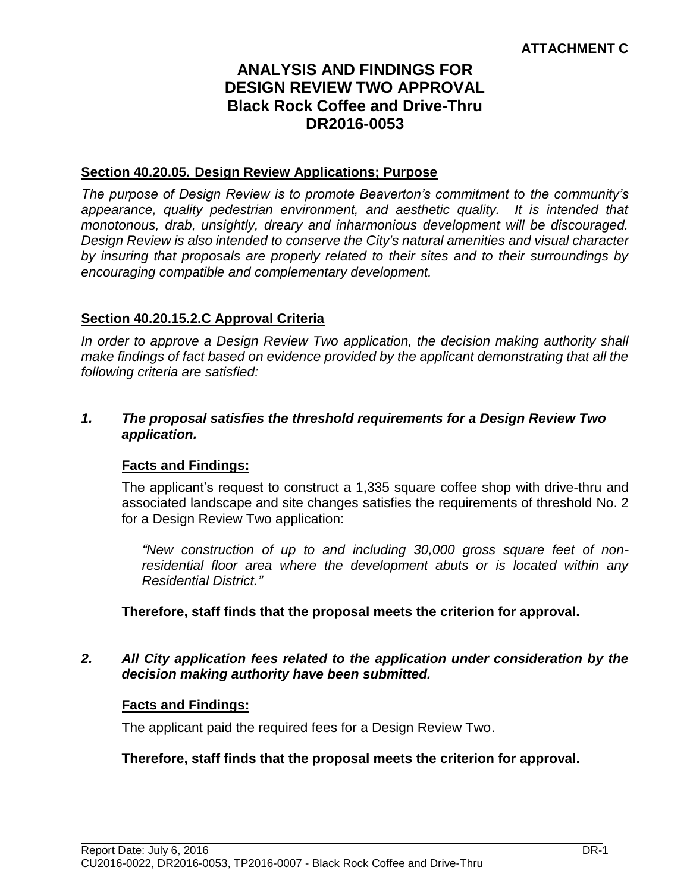**ATTACHMENT C**

# ANALYSIS AND FINDINGS FOR DESIGN REVIEW TWO APPROVAL Black Rock Coffee and Drive-Thru DR2016-0053

## Section 40.20.05. Design Review Applications; Purpose

*The purpose of Design Review is to promote Beaverton's commitment to the community's appearance, quality pedestrian environment, and aesthetic quality. It is intended that monotonous, drab, unsightly, dreary and inharmonious development will be discouraged. Design Review is also intended to conserve the City's natural amenities and visual character by insuring that proposals are properly related to their sites and to their surroundings by encouraging compatible and complementary development.*

## Section 40.20.15.2.C Approval Criteria

*In order to approve a Design Review Two application, the decision making authority shall make findings of fact based on evidence provided by the applicant demonstrating that all the following criteria are satisfied:*

***1. The proposal satisfies the threshold requirements for a Design Review Two application.***

**Facts and Findings:**

The applicant's request to construct a 1,335 square coffee shop with drive-thru and associated landscape and site changes satisfies the requirements of threshold No. 2 for a Design Review Two application:

*"New construction of up to and including 30,000 gross square feet of non-residential floor area where the development abuts or is located within any Residential District."*

**Therefore, staff finds that the proposal meets the criterion for approval.**

***2. All City application fees related to the application under consideration by the decision making authority have been submitted.***

**Facts and Findings:**

The applicant paid the required fees for a Design Review Two.

**Therefore, staff finds that the proposal meets the criterion for approval.**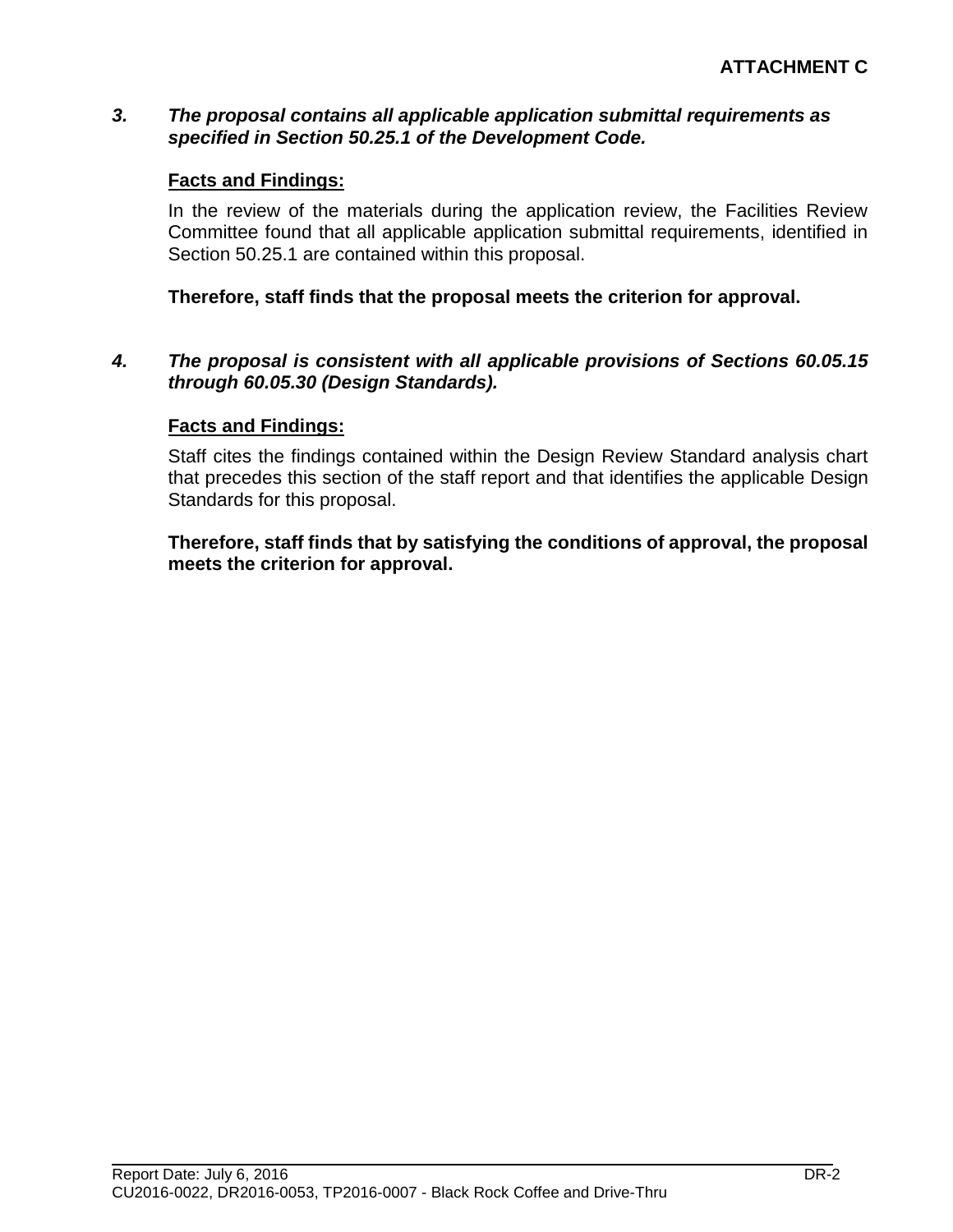**ATTACHMENT C**

***3. The proposal contains all applicable application submittal requirements as specified in Section 50.25.1 of the Development Code.***

**Facts and Findings:**

In the review of the materials during the application review, the Facilities Review Committee found that all applicable application submittal requirements, identified in Section 50.25.1 are contained within this proposal.

**Therefore, staff finds that the proposal meets the criterion for approval.**

***4. The proposal is consistent with all applicable provisions of Sections 60.05.15 through 60.05.30 (Design Standards).***

**Facts and Findings:**

Staff cites the findings contained within the Design Review Standard analysis chart that precedes this section of the staff report and that identifies the applicable Design Standards for this proposal.

**Therefore, staff finds that by satisfying the conditions of approval, the proposal meets the criterion for approval.**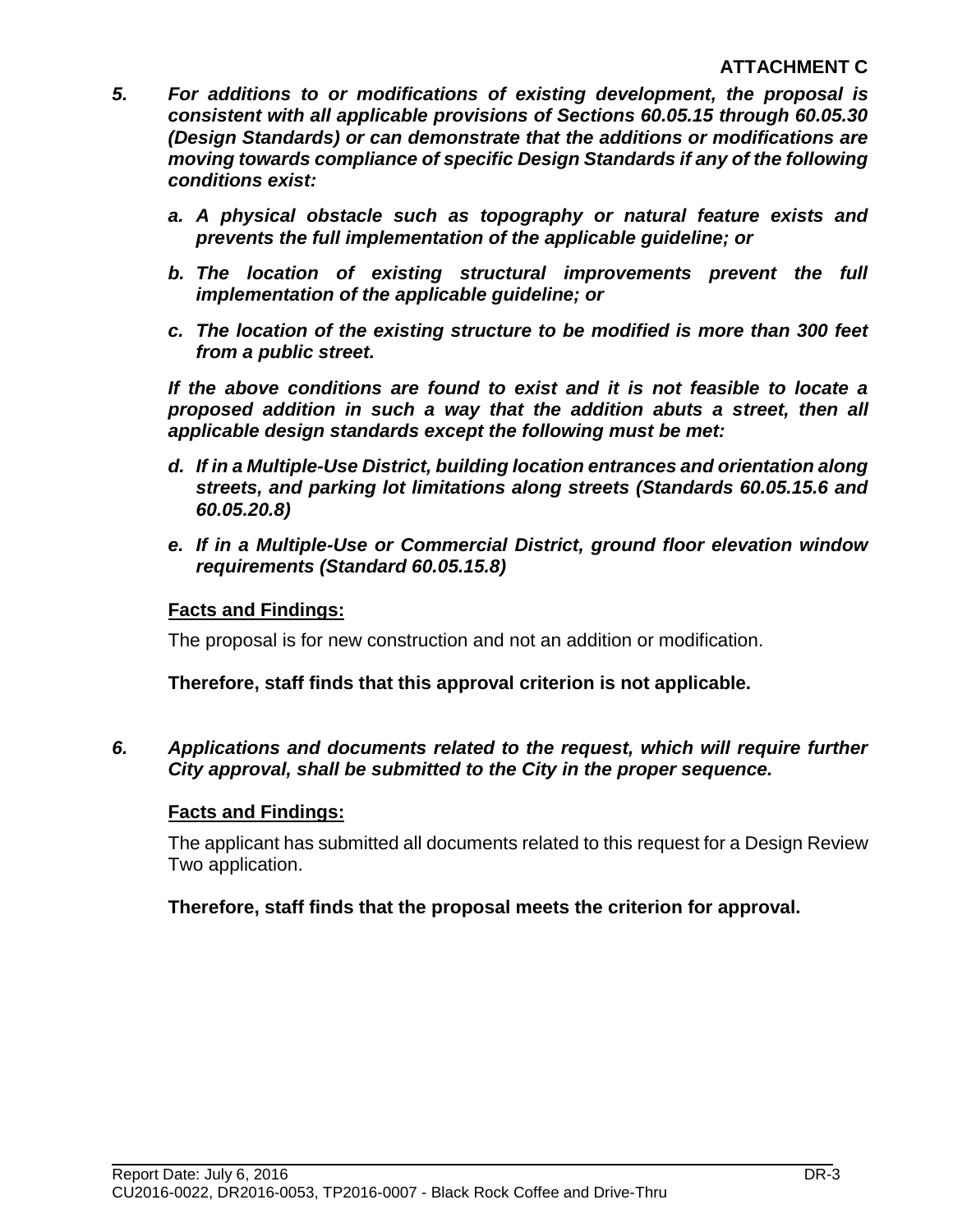**ATTACHMENT C**

5. ***For additions to or modifications of existing development, the proposal is consistent with all applicable provisions of Sections 60.05.15 through 60.05.30 (Design Standards) or can demonstrate that the additions or modifications are moving towards compliance of specific Design Standards if any of the following conditions exist:***

   a. ***A physical obstacle such as topography or natural feature exists and prevents the full implementation of the applicable guideline; or***

   b. ***The location of existing structural improvements prevent the full implementation of the applicable guideline; or***

   c. ***The location of the existing structure to be modified is more than 300 feet from a public street.***

   ***If the above conditions are found to exist and it is not feasible to locate a proposed addition in such a way that the addition abuts a street, then all applicable design standards except the following must be met:***

   d. ***If in a Multiple-Use District, building location entrances and orientation along streets, and parking lot limitations along streets (Standards 60.05.15.6 and 60.05.20.8)***

   e. ***If in a Multiple-Use or Commercial District, ground floor elevation window requirements (Standard 60.05.15.8)***

   **Facts and Findings:**

   The proposal is for new construction and not an addition or modification.

   **Therefore, staff finds that this approval criterion is not applicable.**

6. ***Applications and documents related to the request, which will require further City approval, shall be submitted to the City in the proper sequence.***

   **Facts and Findings:**

   The applicant has submitted all documents related to this request for a Design Review Two application.

   **Therefore, staff finds that the proposal meets the criterion for approval.**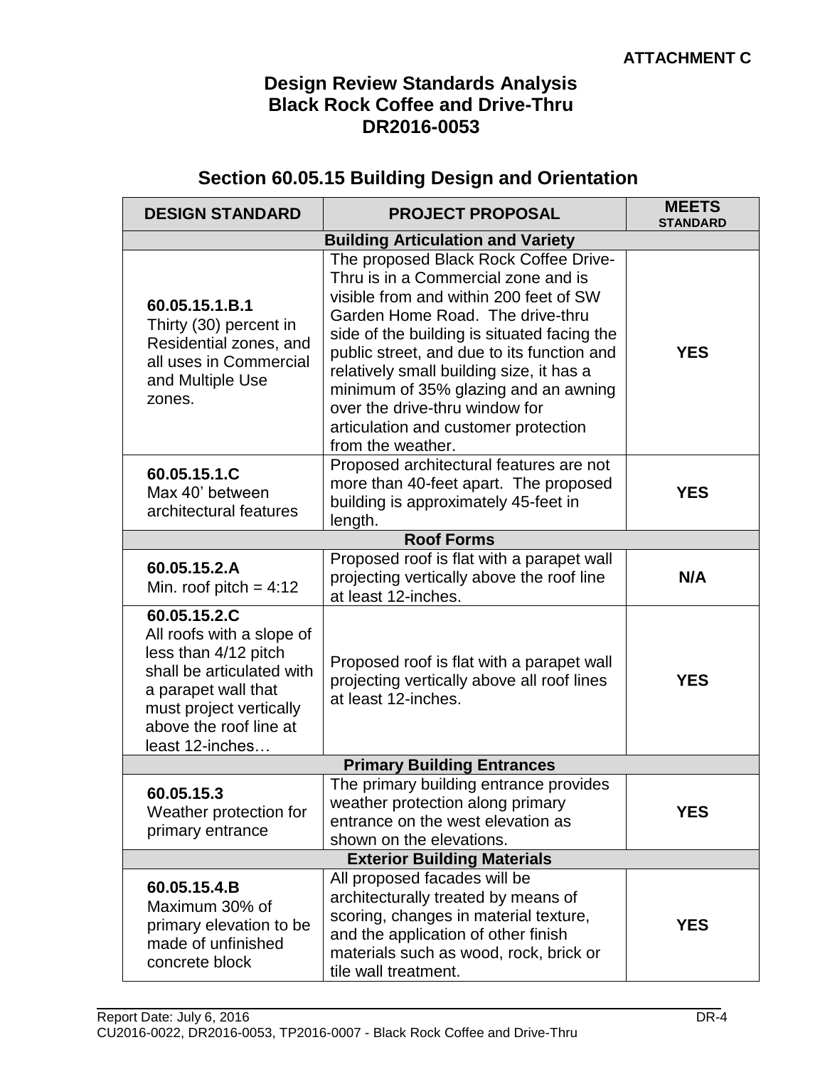**ATTACHMENT C**

# Design Review Standards Analysis
# Black Rock Coffee and Drive-Thru
# DR2016-0053

## Section 60.05.15 Building Design and Orientation

| DESIGN STANDARD | PROJECT PROPOSAL | MEETS STANDARD |
|---|---|---|
| **Building Articulation and Variety** | | |
| **60.05.15.1.B.1** Thirty (30) percent in Residential zones, and all uses in Commercial and Multiple Use zones. | The proposed Black Rock Coffee Drive-Thru is in a Commercial zone and is visible from and within 200 feet of SW Garden Home Road. The drive-thru side of the building is situated facing the public street, and due to its function and relatively small building size, it has a minimum of 35% glazing and an awning over the drive-thru window for articulation and customer protection from the weather. | **YES** |
| **60.05.15.1.C** Max 40' between architectural features | Proposed architectural features are not more than 40-feet apart. The proposed building is approximately 45-feet in length. | **YES** |
| **Roof Forms** | | |
| **60.05.15.2.A** Min. roof pitch = 4:12 | Proposed roof is flat with a parapet wall projecting vertically above the roof line at least 12-inches. | **N/A** |
| **60.05.15.2.C** All roofs with a slope of less than 4/12 pitch shall be articulated with a parapet wall that must project vertically above the roof line at least 12-inches… | Proposed roof is flat with a parapet wall projecting vertically above all roof lines at least 12-inches. | **YES** |
| **Primary Building Entrances** | | |
| **60.05.15.3** Weather protection for primary entrance | The primary building entrance provides weather protection along primary entrance on the west elevation as shown on the elevations. | **YES** |
| **Exterior Building Materials** | | |
| **60.05.15.4.B** Maximum 30% of primary elevation to be made of unfinished concrete block | All proposed facades will be architecturally treated by means of scoring, changes in material texture, and the application of other finish materials such as wood, rock, brick or tile wall treatment. | **YES** |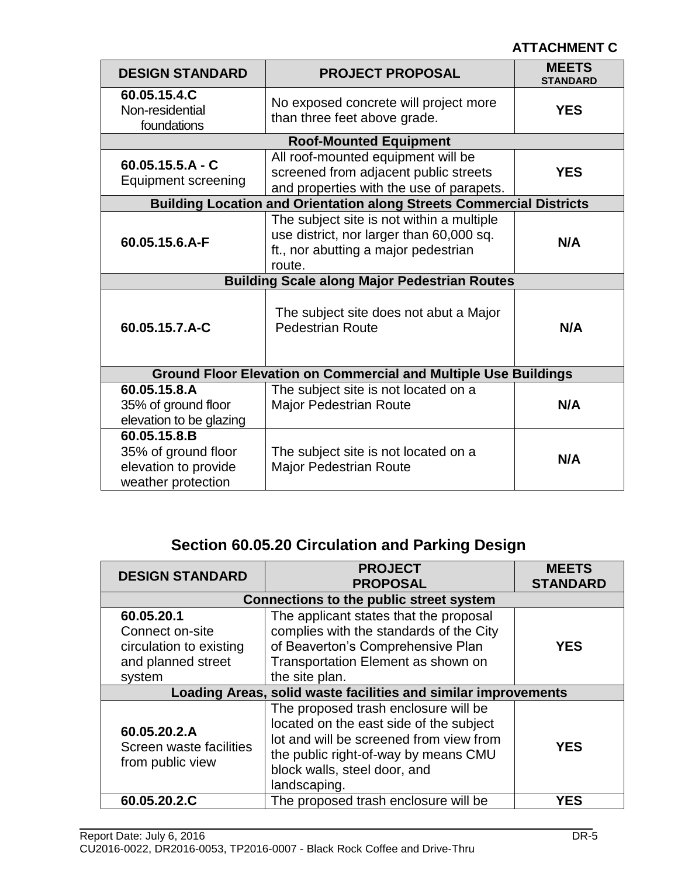**ATTACHMENT C**

| DESIGN STANDARD | PROJECT PROPOSAL | MEETS STANDARD |
|---|---|---|
| **60.05.15.4.C** Non-residential foundations | No exposed concrete will project more than three feet above grade. | **YES** |
| **Roof-Mounted Equipment** | | |
| **60.05.15.5.A - C** Equipment screening | All roof-mounted equipment will be screened from adjacent public streets and properties with the use of parapets. | **YES** |
| **Building Location and Orientation along Streets Commercial Districts** | | |
| **60.05.15.6.A-F** | The subject site is not within a multiple use district, nor larger than 60,000 sq. ft., nor abutting a major pedestrian route. | **N/A** |
| **Building Scale along Major Pedestrian Routes** | | |
| **60.05.15.7.A-C** | The subject site does not abut a Major Pedestrian Route | **N/A** |
| **Ground Floor Elevation on Commercial and Multiple Use Buildings** | | |
| **60.05.15.8.A** 35% of ground floor elevation to be glazing | The subject site is not located on a Major Pedestrian Route | **N/A** |
| **60.05.15.8.B** 35% of ground floor elevation to provide weather protection | The subject site is not located on a Major Pedestrian Route | **N/A** |

## Section 60.05.20 Circulation and Parking Design

| DESIGN STANDARD | PROJECT PROPOSAL | MEETS STANDARD |
|---|---|---|
| **Connections to the public street system** | | |
| **60.05.20.1** Connect on-site circulation to existing and planned street system | The applicant states that the proposal complies with the standards of the City of Beaverton's Comprehensive Plan Transportation Element as shown on the site plan. | **YES** |
| **Loading Areas, solid waste facilities and similar improvements** | | |
| **60.05.20.2.A** Screen waste facilities from public view | The proposed trash enclosure will be located on the east side of the subject lot and will be screened from view from the public right-of-way by means CMU block walls, steel door, and landscaping. | **YES** |
| **60.05.20.2.C** | The proposed trash enclosure will be | **YES** |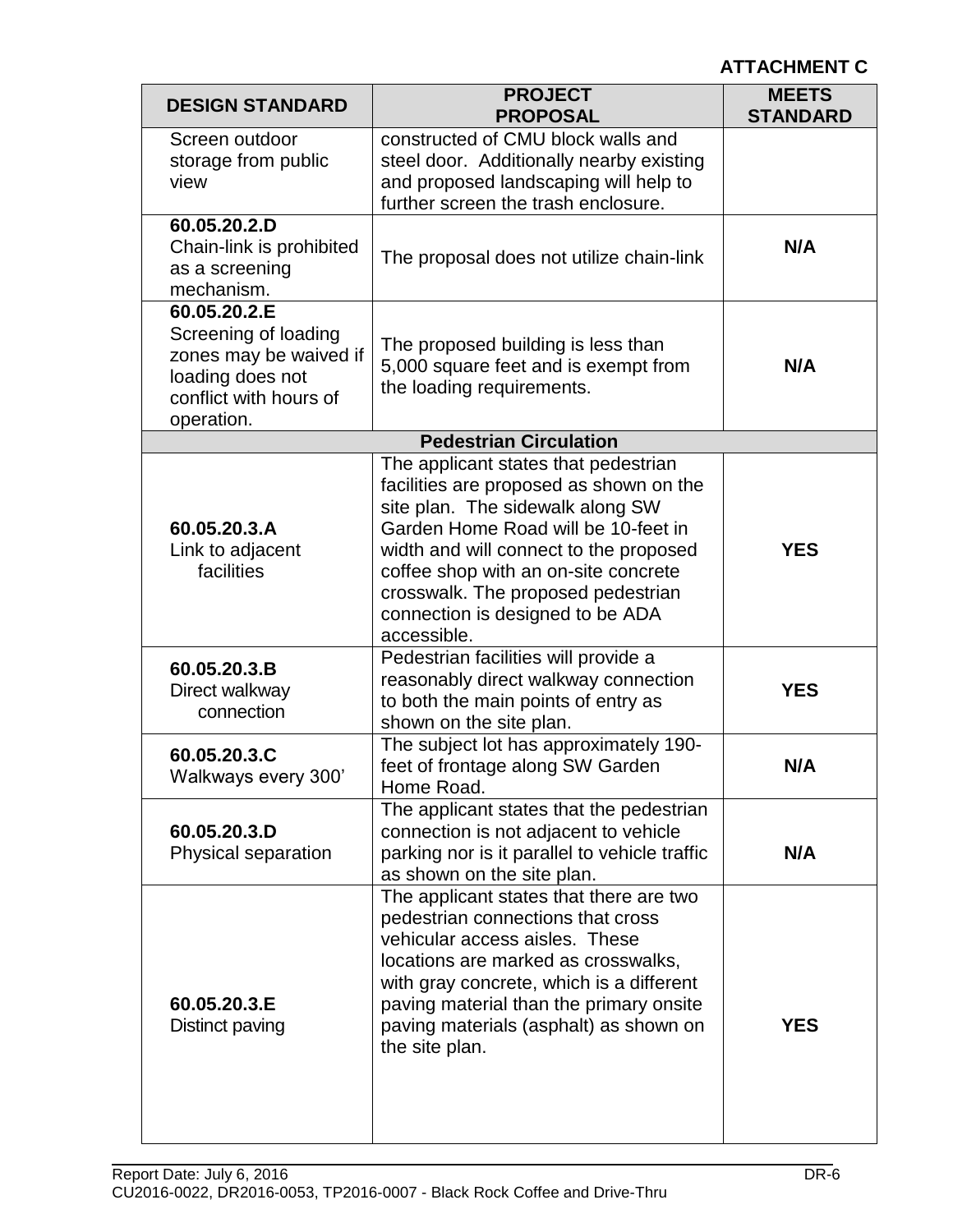**ATTACHMENT C**

| DESIGN STANDARD | PROJECT PROPOSAL | MEETS STANDARD |
|---|---|---|
| Screen outdoor storage from public view | constructed of CMU block walls and steel door. Additionally nearby existing and proposed landscaping will help to further screen the trash enclosure. | |
| **60.05.20.2.D** Chain-link is prohibited as a screening mechanism. | The proposal does not utilize chain-link | **N/A** |
| **60.05.20.2.E** Screening of loading zones may be waived if loading does not conflict with hours of operation. | The proposed building is less than 5,000 square feet and is exempt from the loading requirements. | **N/A** |
| | **Pedestrian Circulation** | |
| **60.05.20.3.A** Link to adjacent facilities | The applicant states that pedestrian facilities are proposed as shown on the site plan. The sidewalk along SW Garden Home Road will be 10-feet in width and will connect to the proposed coffee shop with an on-site concrete crosswalk. The proposed pedestrian connection is designed to be ADA accessible. | **YES** |
| **60.05.20.3.B** Direct walkway connection | Pedestrian facilities will provide a reasonably direct walkway connection to both the main points of entry as shown on the site plan. | **YES** |
| **60.05.20.3.C** Walkways every 300' | The subject lot has approximately 190-feet of frontage along SW Garden Home Road. | **N/A** |
| **60.05.20.3.D** Physical separation | The applicant states that the pedestrian connection is not adjacent to vehicle parking nor is it parallel to vehicle traffic as shown on the site plan. | **N/A** |
| **60.05.20.3.E** Distinct paving | The applicant states that there are two pedestrian connections that cross vehicular access aisles. These locations are marked as crosswalks, with gray concrete, which is a different paving material than the primary onsite paving materials (asphalt) as shown on the site plan. | **YES** |

Report Date: July 6, 2016
CU2016-0022, DR2016-0053, TP2016-0007 - Black Rock Coffee and Drive-Thru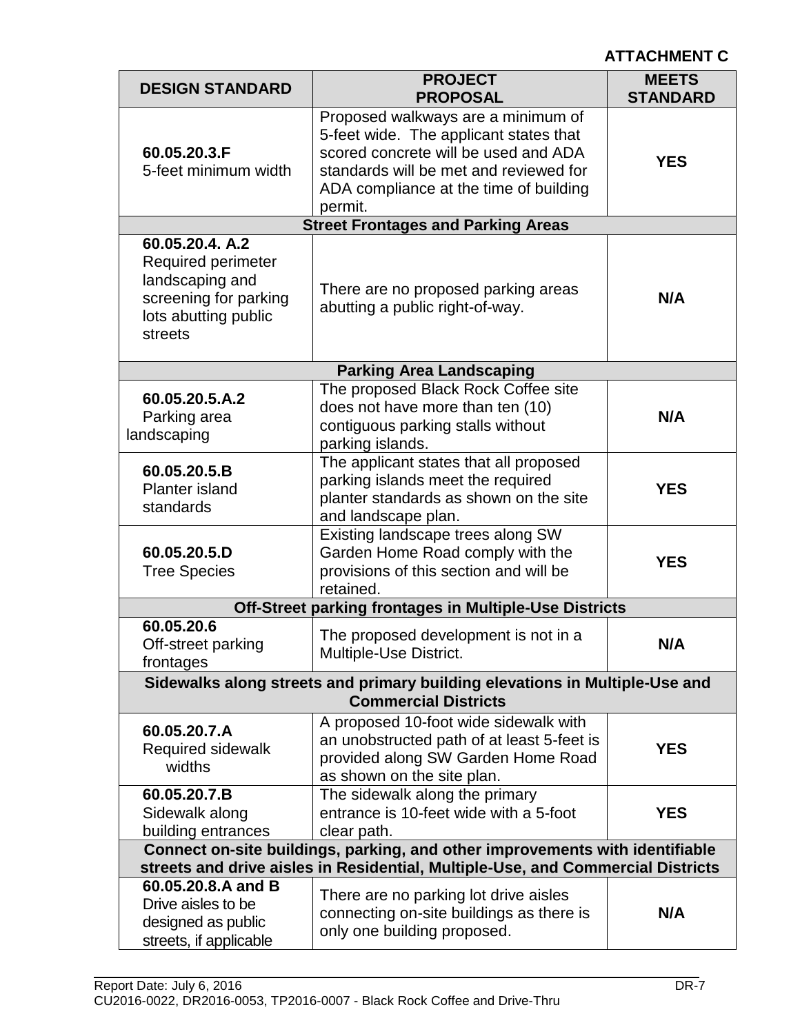**ATTACHMENT C**

| DESIGN STANDARD | PROJECT PROPOSAL | MEETS STANDARD |
|---|---|---|
| **60.05.20.3.F** 5-feet minimum width | Proposed walkways are a minimum of 5-feet wide. The applicant states that scored concrete will be used and ADA standards will be met and reviewed for ADA compliance at the time of building permit. | **YES** |
| **Street Frontages and Parking Areas** | | |
| **60.05.20.4. A.2** Required perimeter landscaping and screening for parking lots abutting public streets | There are no proposed parking areas abutting a public right-of-way. | **N/A** |
| **Parking Area Landscaping** | | |
| **60.05.20.5.A.2** Parking area landscaping | The proposed Black Rock Coffee site does not have more than ten (10) contiguous parking stalls without parking islands. | **N/A** |
| **60.05.20.5.B** Planter island standards | The applicant states that all proposed parking islands meet the required planter standards as shown on the site and landscape plan. | **YES** |
| **60.05.20.5.D** Tree Species | Existing landscape trees along SW Garden Home Road comply with the provisions of this section and will be retained. | **YES** |
| **Off-Street parking frontages in Multiple-Use Districts** | | |
| **60.05.20.6** Off-street parking frontages | The proposed development is not in a Multiple-Use District. | **N/A** |
| **Sidewalks along streets and primary building elevations in Multiple-Use and Commercial Districts** | | |
| **60.05.20.7.A** Required sidewalk widths | A proposed 10-foot wide sidewalk with an unobstructed path of at least 5-feet is provided along SW Garden Home Road as shown on the site plan. | **YES** |
| **60.05.20.7.B** Sidewalk along building entrances | The sidewalk along the primary entrance is 10-feet wide with a 5-foot clear path. | **YES** |
| **Connect on-site buildings, parking, and other improvements with identifiable streets and drive aisles in Residential, Multiple-Use, and Commercial Districts** | | |
| **60.05.20.8.A and B** Drive aisles to be designed as public streets, if applicable | There are no parking lot drive aisles connecting on-site buildings as there is only one building proposed. | **N/A** |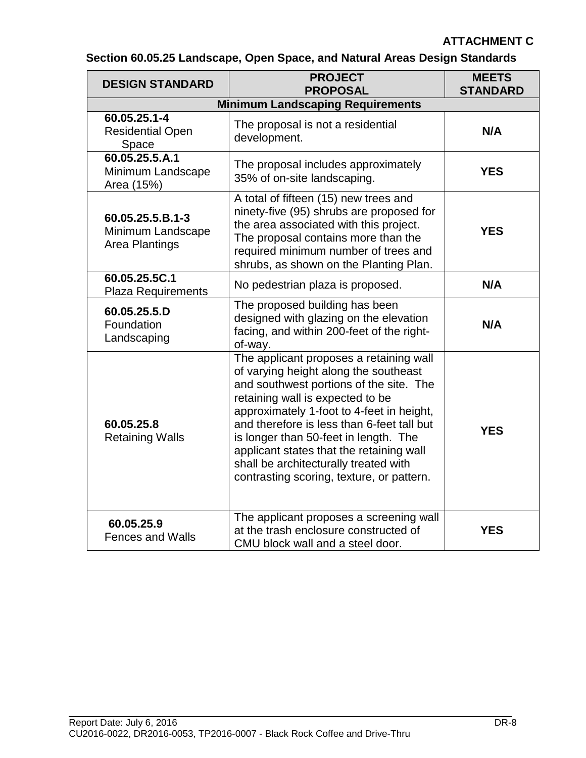**ATTACHMENT C**

**Section 60.05.25 Landscape, Open Space, and Natural Areas Design Standards**

| DESIGN STANDARD | PROJECT PROPOSAL | MEETS STANDARD |
|---|---|---|
| **Minimum Landscaping Requirements** | | |
| **60.05.25.1-4** Residential Open Space | The proposal is not a residential development. | **N/A** |
| **60.05.25.5.A.1** Minimum Landscape Area (15%) | The proposal includes approximately 35% of on-site landscaping. | **YES** |
| **60.05.25.5.B.1-3** Minimum Landscape Area Plantings | A total of fifteen (15) new trees and ninety-five (95) shrubs are proposed for the area associated with this project. The proposal contains more than the required minimum number of trees and shrubs, as shown on the Planting Plan. | **YES** |
| **60.05.25.5C.1** Plaza Requirements | No pedestrian plaza is proposed. | **N/A** |
| **60.05.25.5.D** Foundation Landscaping | The proposed building has been designed with glazing on the elevation facing, and within 200-feet of the right-of-way. | **N/A** |
| **60.05.25.8** Retaining Walls | The applicant proposes a retaining wall of varying height along the southeast and southwest portions of the site. The retaining wall is expected to be approximately 1-foot to 4-feet in height, and therefore is less than 6-feet tall but is longer than 50-feet in length. The applicant states that the retaining wall shall be architecturally treated with contrasting scoring, texture, or pattern. | **YES** |
| **60.05.25.9** Fences and Walls | The applicant proposes a screening wall at the trash enclosure constructed of CMU block wall and a steel door. | **YES** |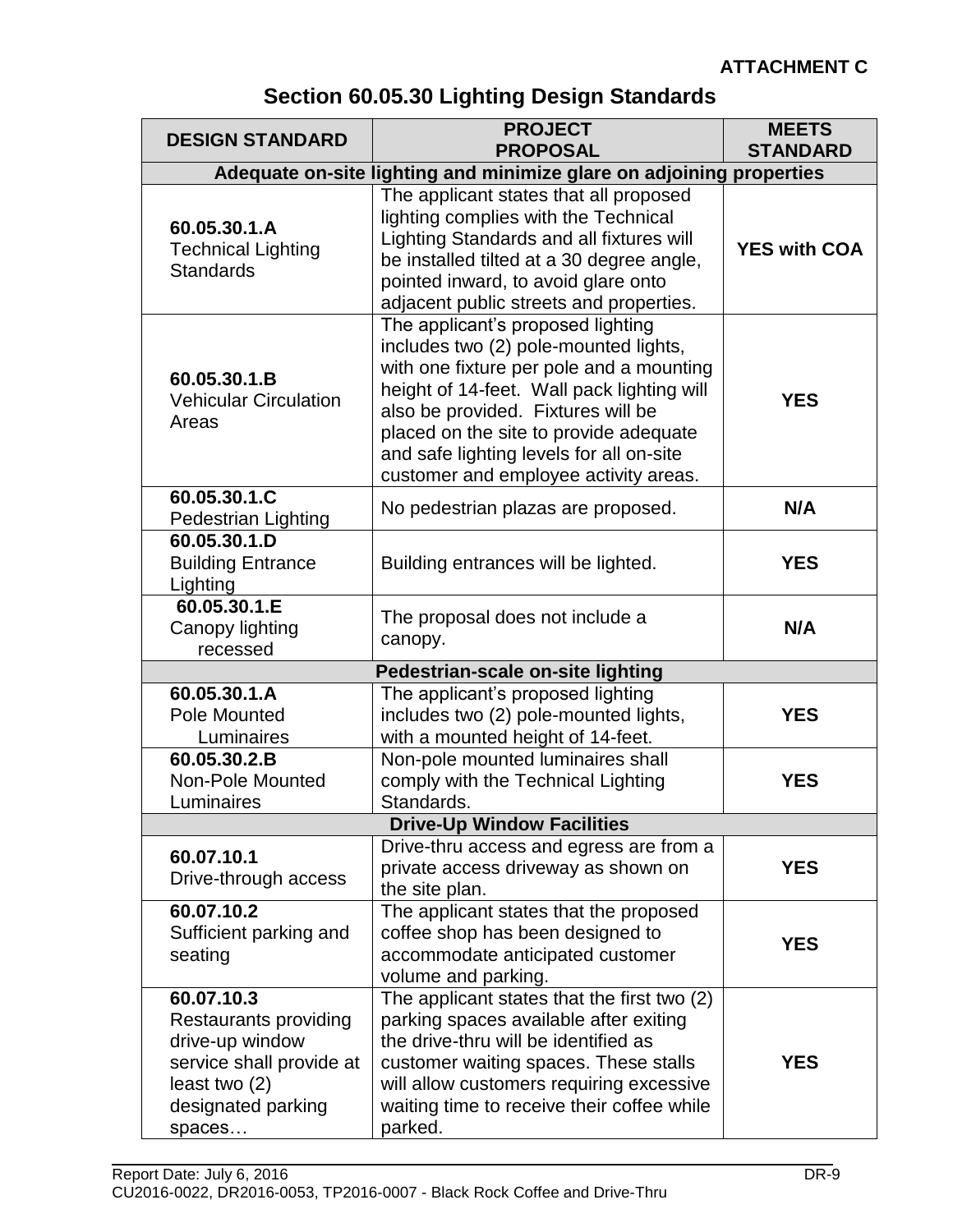**ATTACHMENT C**

## Section 60.05.30 Lighting Design Standards

| DESIGN STANDARD | PROJECT PROPOSAL | MEETS STANDARD |
|---|---|---|
| **Adequate on-site lighting and minimize glare on adjoining properties** | | |
| **60.05.30.1.A** Technical Lighting Standards | The applicant states that all proposed lighting complies with the Technical Lighting Standards and all fixtures will be installed tilted at a 30 degree angle, pointed inward, to avoid glare onto adjacent public streets and properties. | **YES with COA** |
| **60.05.30.1.B** Vehicular Circulation Areas | The applicant's proposed lighting includes two (2) pole-mounted lights, with one fixture per pole and a mounting height of 14-feet. Wall pack lighting will also be provided. Fixtures will be placed on the site to provide adequate and safe lighting levels for all on-site customer and employee activity areas. | **YES** |
| **60.05.30.1.C** Pedestrian Lighting | No pedestrian plazas are proposed. | **N/A** |
| **60.05.30.1.D** Building Entrance Lighting | Building entrances will be lighted. | **YES** |
| **60.05.30.1.E** Canopy lighting recessed | The proposal does not include a canopy. | **N/A** |
| **Pedestrian-scale on-site lighting** | | |
| **60.05.30.1.A** Pole Mounted Luminaires | The applicant's proposed lighting includes two (2) pole-mounted lights, with a mounted height of 14-feet. | **YES** |
| **60.05.30.2.B** Non-Pole Mounted Luminaires | Non-pole mounted luminaires shall comply with the Technical Lighting Standards. | **YES** |
| **Drive-Up Window Facilities** | | |
| **60.07.10.1** Drive-through access | Drive-thru access and egress are from a private access driveway as shown on the site plan. | **YES** |
| **60.07.10.2** Sufficient parking and seating | The applicant states that the proposed coffee shop has been designed to accommodate anticipated customer volume and parking. | **YES** |
| **60.07.10.3** Restaurants providing drive-up window service shall provide at least two (2) designated parking spaces… | The applicant states that the first two (2) parking spaces available after exiting the drive-thru will be identified as customer waiting spaces. These stalls will allow customers requiring excessive waiting time to receive their coffee while parked. | **YES** |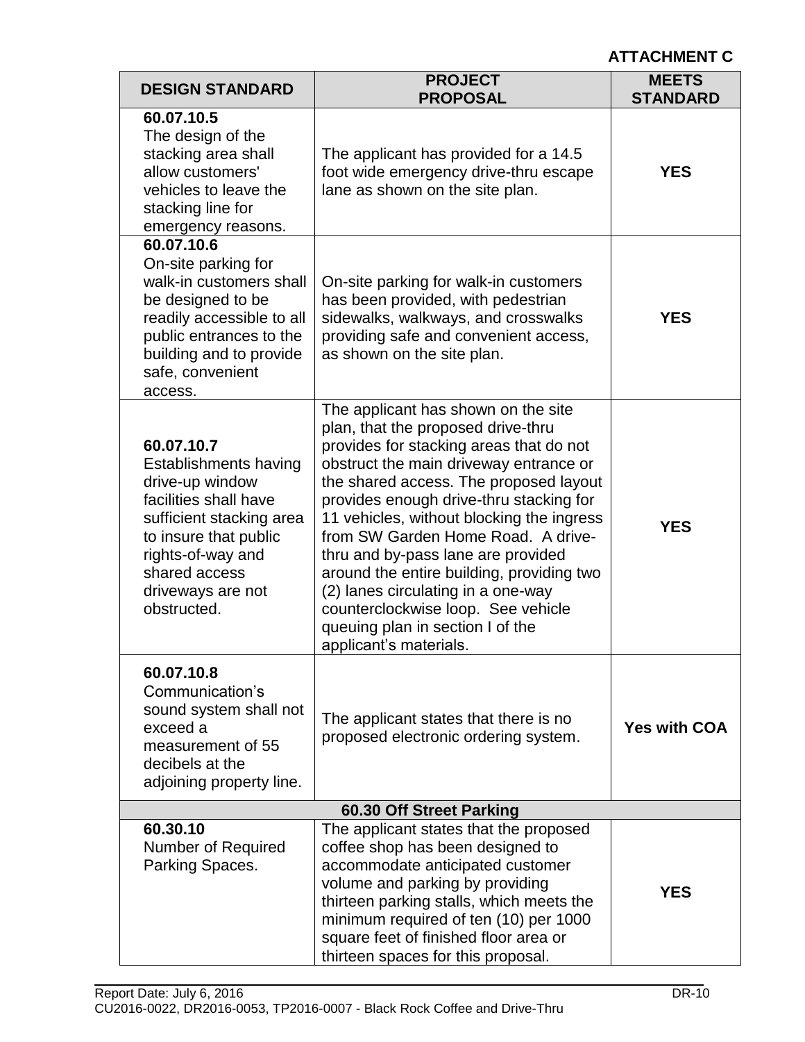**ATTACHMENT C**

| DESIGN STANDARD | PROJECT PROPOSAL | MEETS STANDARD |
|---|---|---|
| **60.07.10.5** The design of the stacking area shall allow customers' vehicles to leave the stacking line for emergency reasons. | The applicant has provided for a 14.5 foot wide emergency drive-thru escape lane as shown on the site plan. | **YES** |
| **60.07.10.6** On-site parking for walk-in customers shall be designed to be readily accessible to all public entrances to the building and to provide safe, convenient access. | On-site parking for walk-in customers has been provided, with pedestrian sidewalks, walkways, and crosswalks providing safe and convenient access, as shown on the site plan. | **YES** |
| **60.07.10.7** Establishments having drive-up window facilities shall have sufficient stacking area to insure that public rights-of-way and shared access driveways are not obstructed. | The applicant has shown on the site plan, that the proposed drive-thru provides for stacking areas that do not obstruct the main driveway entrance or the shared access. The proposed layout provides enough drive-thru stacking for 11 vehicles, without blocking the ingress from SW Garden Home Road. A drive-thru and by-pass lane are provided around the entire building, providing two (2) lanes circulating in a one-way counterclockwise loop. See vehicle queuing plan in section I of the applicant's materials. | **YES** |
| **60.07.10.8** Communication's sound system shall not exceed a measurement of 55 decibels at the adjoining property line. | The applicant states that there is no proposed electronic ordering system. | **Yes with COA** |
| **60.30 Off Street Parking** | | |
| **60.30.10** Number of Required Parking Spaces. | The applicant states that the proposed coffee shop has been designed to accommodate anticipated customer volume and parking by providing thirteen parking stalls, which meets the minimum required of ten (10) per 1000 square feet of finished floor area or thirteen spaces for this proposal. | **YES** |

Report Date: July 6, 2016 DR-10
CU2016-0022, DR2016-0053, TP2016-0007 - Black Rock Coffee and Drive-Thru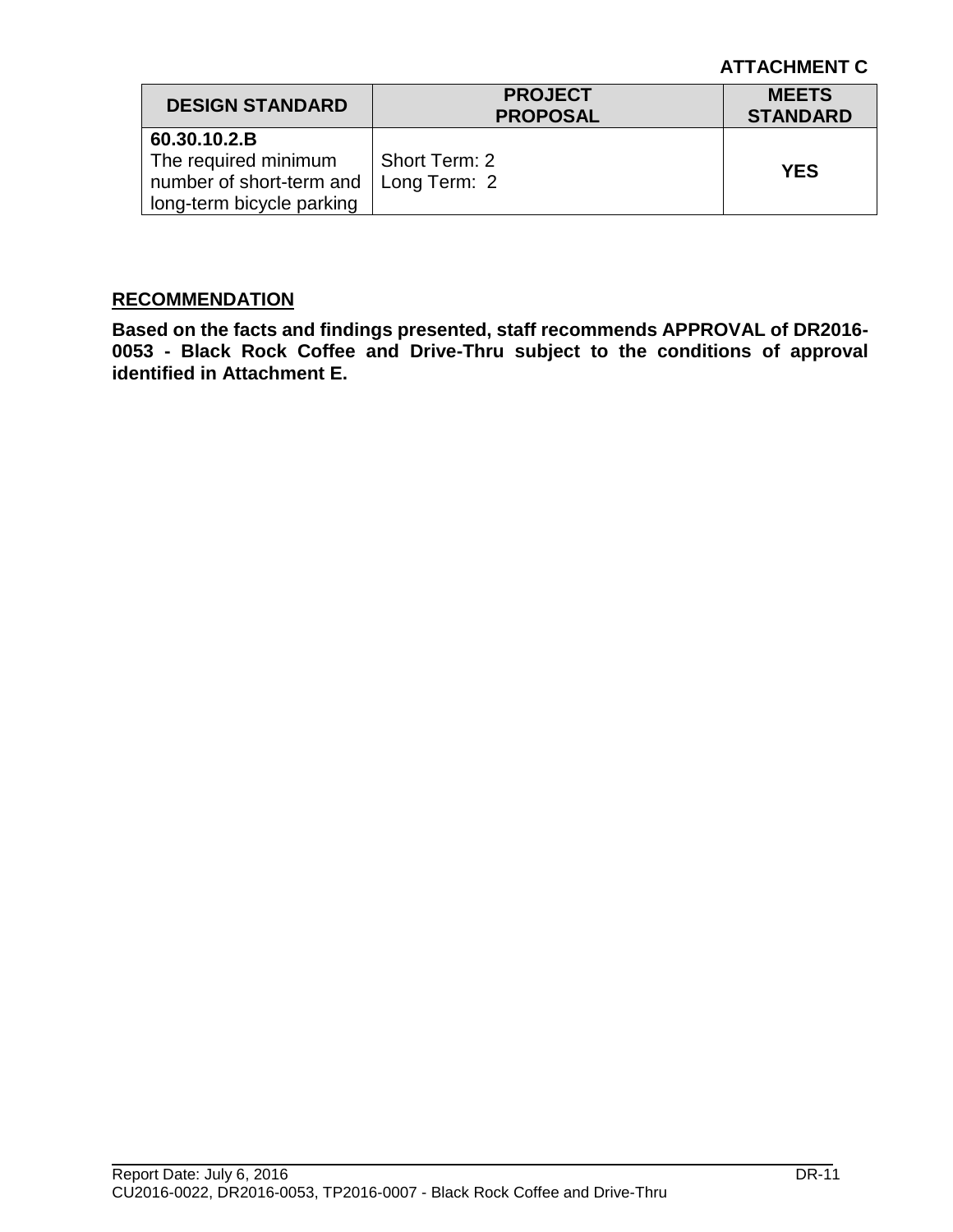**ATTACHMENT C**

| DESIGN STANDARD | PROJECT PROPOSAL | MEETS STANDARD |
|---|---|---|
| **60.30.10.2.B** The required minimum number of short-term and long-term bicycle parking | Short Term: 2 Long Term: 2 | **YES** |

**RECOMMENDATION**

**Based on the facts and findings presented, staff recommends APPROVAL of DR2016-0053 - Black Rock Coffee and Drive-Thru subject to the conditions of approval identified in Attachment E.**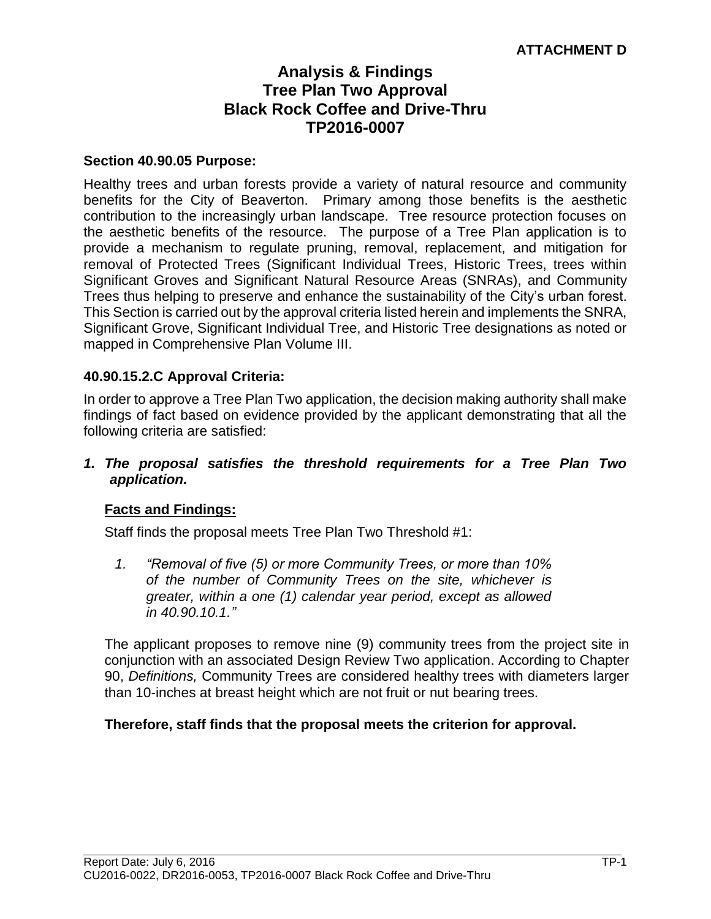**ATTACHMENT D**

# Analysis & Findings
# Tree Plan Two Approval
# Black Rock Coffee and Drive-Thru
# TP2016-0007

**Section 40.90.05 Purpose:**

Healthy trees and urban forests provide a variety of natural resource and community benefits for the City of Beaverton. Primary among those benefits is the aesthetic contribution to the increasingly urban landscape. Tree resource protection focuses on the aesthetic benefits of the resource. The purpose of a Tree Plan application is to provide a mechanism to regulate pruning, removal, replacement, and mitigation for removal of Protected Trees (Significant Individual Trees, Historic Trees, trees within Significant Groves and Significant Natural Resource Areas (SNRAs), and Community Trees thus helping to preserve and enhance the sustainability of the City's urban forest. This Section is carried out by the approval criteria listed herein and implements the SNRA, Significant Grove, Significant Individual Tree, and Historic Tree designations as noted or mapped in Comprehensive Plan Volume III.

**40.90.15.2.C Approval Criteria:**

In order to approve a Tree Plan Two application, the decision making authority shall make findings of fact based on evidence provided by the applicant demonstrating that all the following criteria are satisfied:

***1. The proposal satisfies the threshold requirements for a Tree Plan Two application.***

**Facts and Findings:**

Staff finds the proposal meets Tree Plan Two Threshold #1:

1. *"Removal of five (5) or more Community Trees, or more than 10% of the number of Community Trees on the site, whichever is greater, within a one (1) calendar year period, except as allowed in 40.90.10.1."*

The applicant proposes to remove nine (9) community trees from the project site in conjunction with an associated Design Review Two application. According to Chapter 90, *Definitions,* Community Trees are considered healthy trees with diameters larger than 10-inches at breast height which are not fruit or nut bearing trees.

**Therefore, staff finds that the proposal meets the criterion for approval.**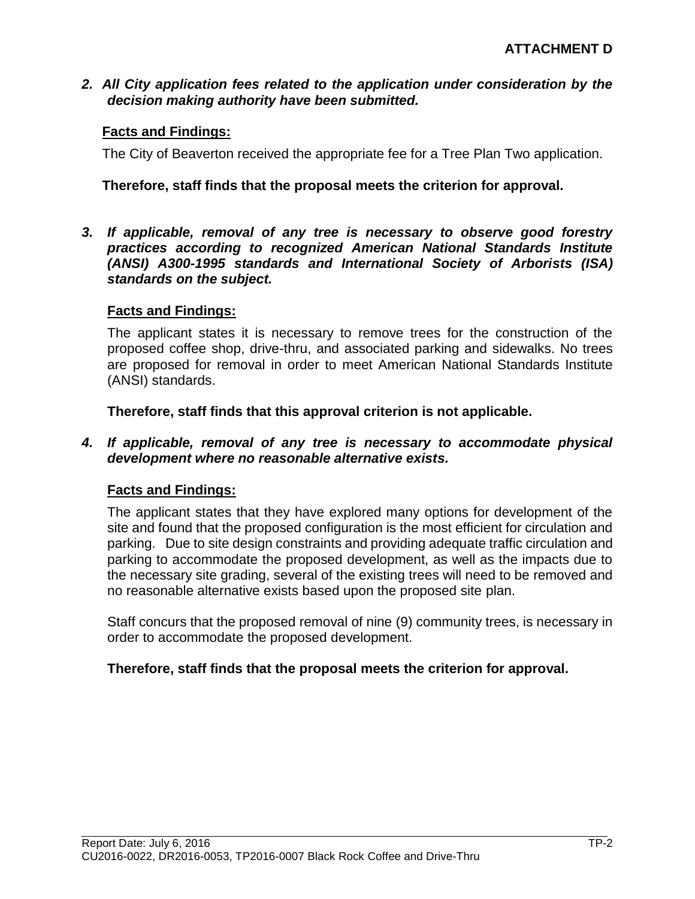**ATTACHMENT D**

***2. All City application fees related to the application under consideration by the decision making authority have been submitted.***

**Facts and Findings:**

The City of Beaverton received the appropriate fee for a Tree Plan Two application.

**Therefore, staff finds that the proposal meets the criterion for approval.**

***3. If applicable, removal of any tree is necessary to observe good forestry practices according to recognized American National Standards Institute (ANSI) A300-1995 standards and International Society of Arborists (ISA) standards on the subject.***

**Facts and Findings:**

The applicant states it is necessary to remove trees for the construction of the proposed coffee shop, drive-thru, and associated parking and sidewalks. No trees are proposed for removal in order to meet American National Standards Institute (ANSI) standards.

**Therefore, staff finds that this approval criterion is not applicable.**

***4. If applicable, removal of any tree is necessary to accommodate physical development where no reasonable alternative exists.***

**Facts and Findings:**

The applicant states that they have explored many options for development of the site and found that the proposed configuration is the most efficient for circulation and parking. Due to site design constraints and providing adequate traffic circulation and parking to accommodate the proposed development, as well as the impacts due to the necessary site grading, several of the existing trees will need to be removed and no reasonable alternative exists based upon the proposed site plan.

Staff concurs that the proposed removal of nine (9) community trees, is necessary in order to accommodate the proposed development.

**Therefore, staff finds that the proposal meets the criterion for approval.**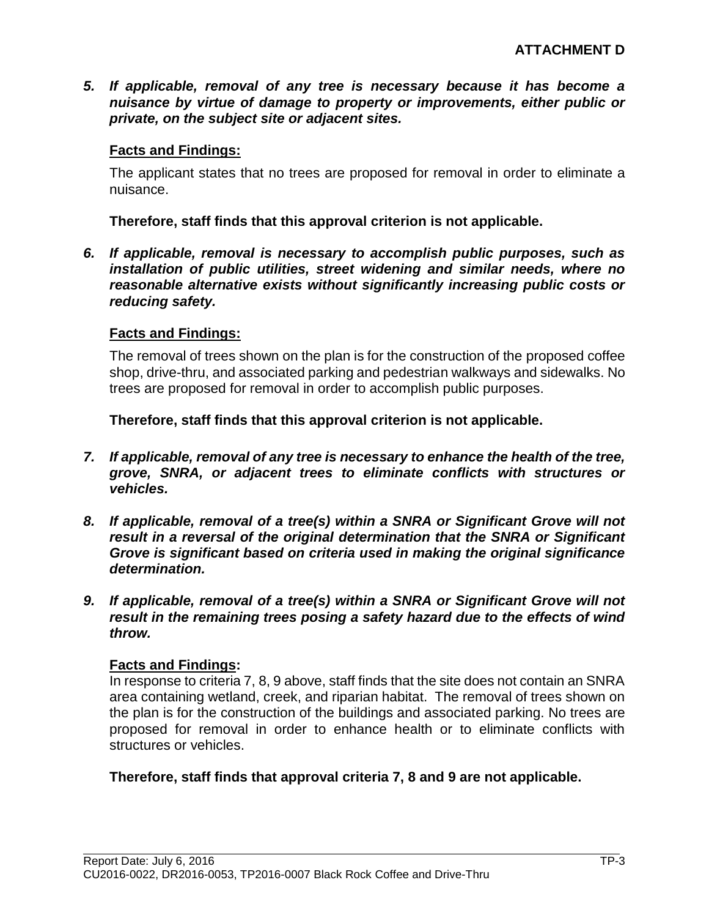**ATTACHMENT D**

***5. If applicable, removal of any tree is necessary because it has become a nuisance by virtue of damage to property or improvements, either public or private, on the subject site or adjacent sites.***

**Facts and Findings:**

The applicant states that no trees are proposed for removal in order to eliminate a nuisance.

**Therefore, staff finds that this approval criterion is not applicable.**

***6. If applicable, removal is necessary to accomplish public purposes, such as installation of public utilities, street widening and similar needs, where no reasonable alternative exists without significantly increasing public costs or reducing safety.***

**Facts and Findings:**

The removal of trees shown on the plan is for the construction of the proposed coffee shop, drive-thru, and associated parking and pedestrian walkways and sidewalks. No trees are proposed for removal in order to accomplish public purposes.

**Therefore, staff finds that this approval criterion is not applicable.**

***7. If applicable, removal of any tree is necessary to enhance the health of the tree, grove, SNRA, or adjacent trees to eliminate conflicts with structures or vehicles.***

***8. If applicable, removal of a tree(s) within a SNRA or Significant Grove will not result in a reversal of the original determination that the SNRA or Significant Grove is significant based on criteria used in making the original significance determination.***

***9. If applicable, removal of a tree(s) within a SNRA or Significant Grove will not result in the remaining trees posing a safety hazard due to the effects of wind throw.***

**Facts and Findings:**

In response to criteria 7, 8, 9 above, staff finds that the site does not contain an SNRA area containing wetland, creek, and riparian habitat. The removal of trees shown on the plan is for the construction of the buildings and associated parking. No trees are proposed for removal in order to enhance health or to eliminate conflicts with structures or vehicles.

**Therefore, staff finds that approval criteria 7, 8 and 9 are not applicable.**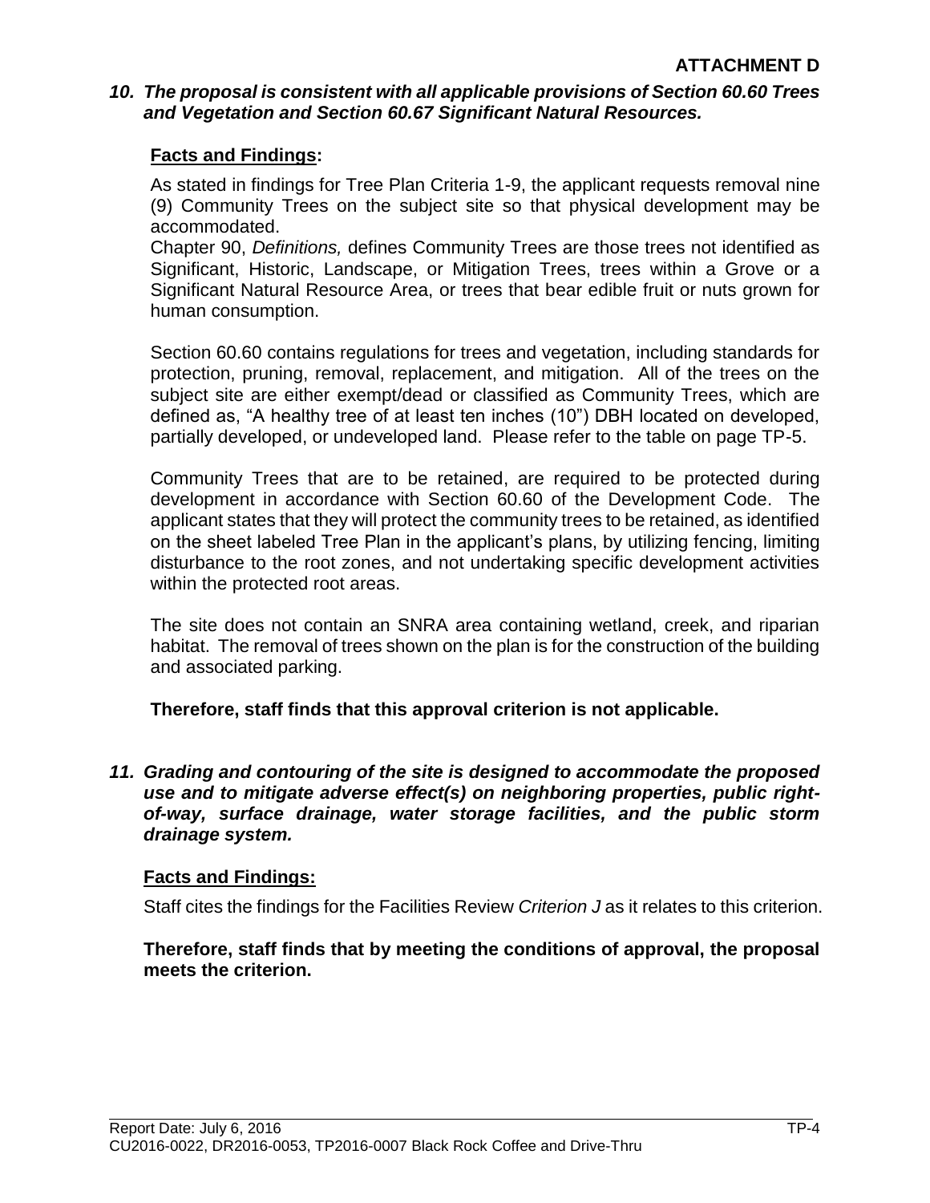**ATTACHMENT D**

***10. The proposal is consistent with all applicable provisions of Section 60.60 Trees and Vegetation and Section 60.67 Significant Natural Resources.***

**Facts and Findings:**

As stated in findings for Tree Plan Criteria 1-9, the applicant requests removal nine (9) Community Trees on the subject site so that physical development may be accommodated.

Chapter 90, *Definitions,* defines Community Trees are those trees not identified as Significant, Historic, Landscape, or Mitigation Trees, trees within a Grove or a Significant Natural Resource Area, or trees that bear edible fruit or nuts grown for human consumption.

Section 60.60 contains regulations for trees and vegetation, including standards for protection, pruning, removal, replacement, and mitigation. All of the trees on the subject site are either exempt/dead or classified as Community Trees, which are defined as, "A healthy tree of at least ten inches (10") DBH located on developed, partially developed, or undeveloped land. Please refer to the table on page TP-5.

Community Trees that are to be retained, are required to be protected during development in accordance with Section 60.60 of the Development Code. The applicant states that they will protect the community trees to be retained, as identified on the sheet labeled Tree Plan in the applicant's plans, by utilizing fencing, limiting disturbance to the root zones, and not undertaking specific development activities within the protected root areas.

The site does not contain an SNRA area containing wetland, creek, and riparian habitat. The removal of trees shown on the plan is for the construction of the building and associated parking.

**Therefore, staff finds that this approval criterion is not applicable.**

***11. Grading and contouring of the site is designed to accommodate the proposed use and to mitigate adverse effect(s) on neighboring properties, public right-of-way, surface drainage, water storage facilities, and the public storm drainage system.***

**Facts and Findings:**

Staff cites the findings for the Facilities Review *Criterion J* as it relates to this criterion.

**Therefore, staff finds that by meeting the conditions of approval, the proposal meets the criterion.**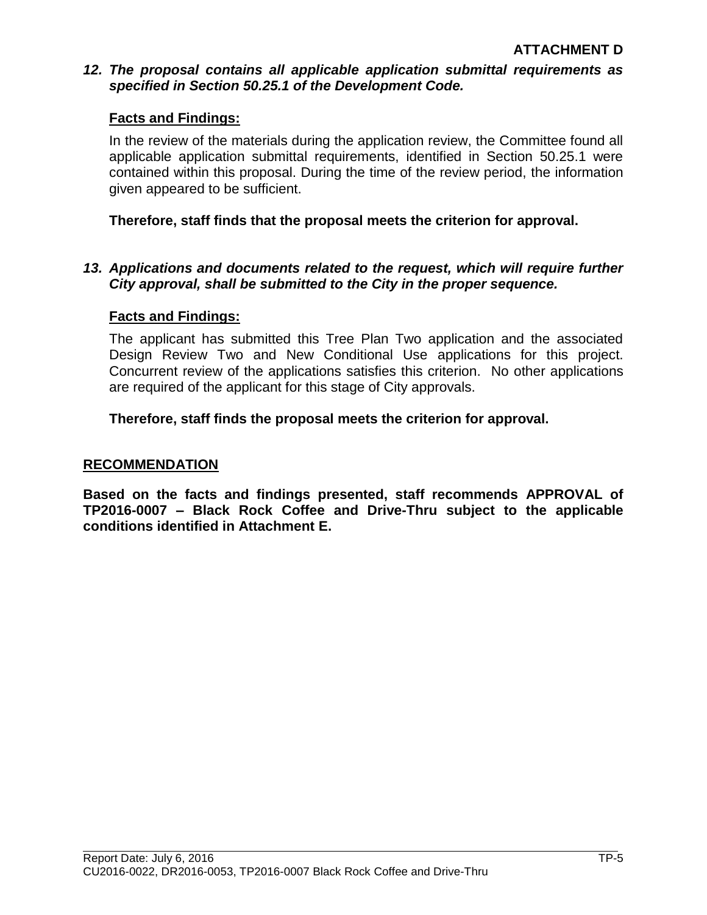**ATTACHMENT D**

***12. The proposal contains all applicable application submittal requirements as specified in Section 50.25.1 of the Development Code.***

**Facts and Findings:**

In the review of the materials during the application review, the Committee found all applicable application submittal requirements, identified in Section 50.25.1 were contained within this proposal. During the time of the review period, the information given appeared to be sufficient.

**Therefore, staff finds that the proposal meets the criterion for approval.**

***13. Applications and documents related to the request, which will require further City approval, shall be submitted to the City in the proper sequence.***

**Facts and Findings:**

The applicant has submitted this Tree Plan Two application and the associated Design Review Two and New Conditional Use applications for this project. Concurrent review of the applications satisfies this criterion. No other applications are required of the applicant for this stage of City approvals.

**Therefore, staff finds the proposal meets the criterion for approval.**

**RECOMMENDATION**

**Based on the facts and findings presented, staff recommends APPROVAL of TP2016-0007 – Black Rock Coffee and Drive-Thru subject to the applicable conditions identified in Attachment E.**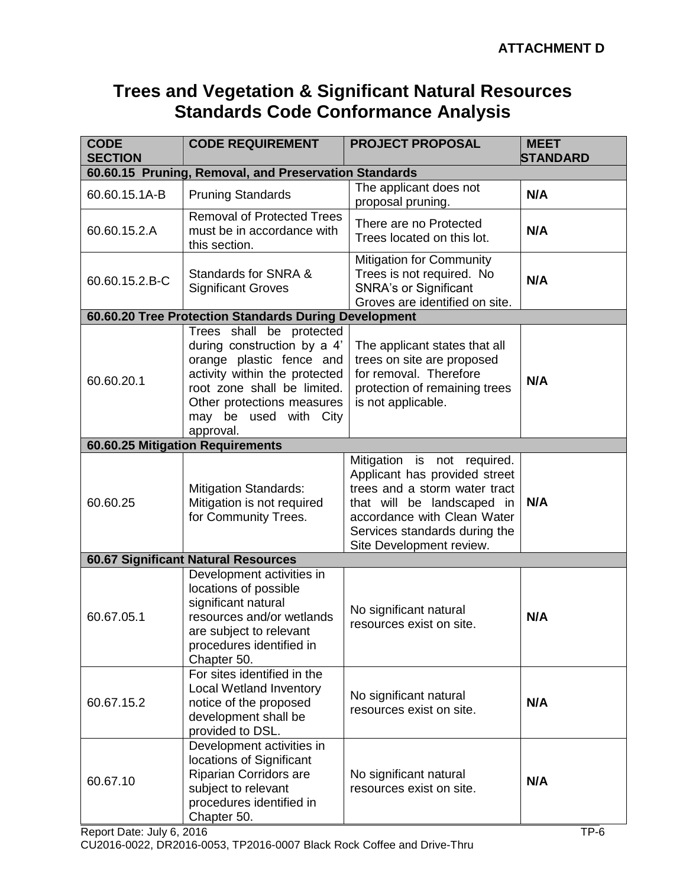**ATTACHMENT D**

# Trees and Vegetation & Significant Natural Resources Standards Code Conformance Analysis

| CODE SECTION | CODE REQUIREMENT | PROJECT PROPOSAL | MEET STANDARD |
|---|---|---|---|
| **60.60.15 Pruning, Removal, and Preservation Standards** | | | |
| 60.60.15.1A-B | Pruning Standards | The applicant does not proposal pruning. | **N/A** |
| 60.60.15.2.A | Removal of Protected Trees must be in accordance with this section. | There are no Protected Trees located on this lot. | **N/A** |
| 60.60.15.2.B-C | Standards for SNRA & Significant Groves | Mitigation for Community Trees is not required. No SNRA's or Significant Groves are identified on site. | **N/A** |
| **60.60.20 Tree Protection Standards During Development** | | | |
| 60.60.20.1 | Trees shall be protected during construction by a 4' orange plastic fence and activity within the protected root zone shall be limited. Other protections measures may be used with City approval. | The applicant states that all trees on site are proposed for removal. Therefore protection of remaining trees is not applicable. | **N/A** |
| **60.60.25 Mitigation Requirements** | | | |
| 60.60.25 | Mitigation Standards: Mitigation is not required for Community Trees. | Mitigation is not required. Applicant has provided street trees and a storm water tract that will be landscaped in accordance with Clean Water Services standards during the Site Development review. | **N/A** |
| **60.67 Significant Natural Resources** | | | |
| 60.67.05.1 | Development activities in locations of possible significant natural resources and/or wetlands are subject to relevant procedures identified in Chapter 50. | No significant natural resources exist on site. | **N/A** |
| 60.67.15.2 | For sites identified in the Local Wetland Inventory notice of the proposed development shall be provided to DSL. | No significant natural resources exist on site. | **N/A** |
| 60.67.10 | Development activities in locations of Significant Riparian Corridors are subject to relevant procedures identified in Chapter 50. | No significant natural resources exist on site. | **N/A** |

Report Date: July 6, 2016

CU2016-0022, DR2016-0053, TP2016-0007 Black Rock Coffee and Drive-Thru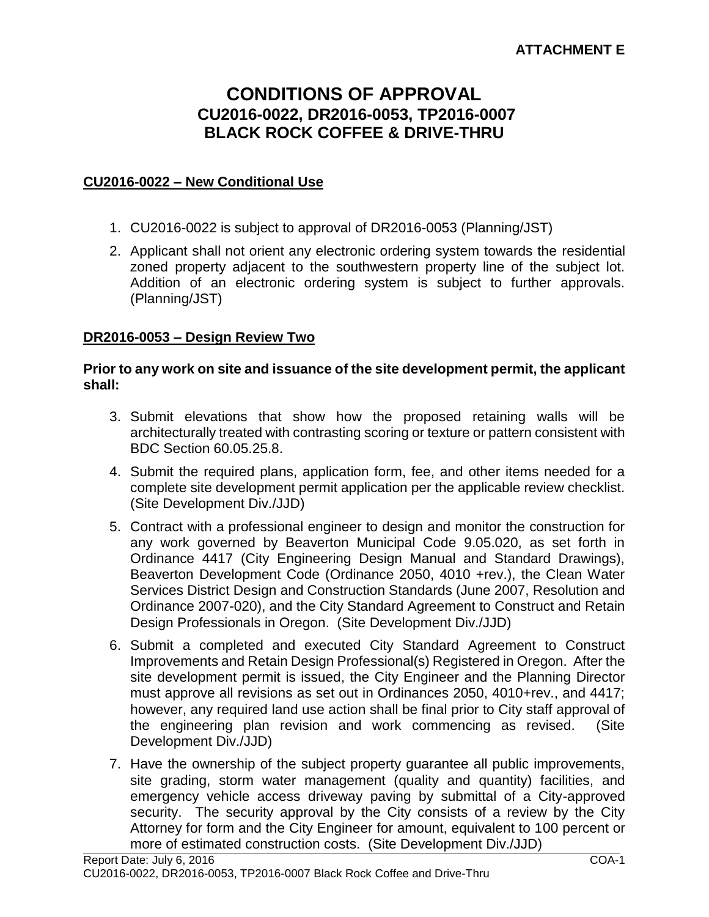**ATTACHMENT E**

# CONDITIONS OF APPROVAL
## CU2016-0022, DR2016-0053, TP2016-0007
## BLACK ROCK COFFEE & DRIVE-THRU

### CU2016-0022 – New Conditional Use

1. CU2016-0022 is subject to approval of DR2016-0053 (Planning/JST)
2. Applicant shall not orient any electronic ordering system towards the residential zoned property adjacent to the southwestern property line of the subject lot. Addition of an electronic ordering system is subject to further approvals. (Planning/JST)

### DR2016-0053 – Design Review Two

**Prior to any work on site and issuance of the site development permit, the applicant shall:**

3. Submit elevations that show how the proposed retaining walls will be architecturally treated with contrasting scoring or texture or pattern consistent with BDC Section 60.05.25.8.
4. Submit the required plans, application form, fee, and other items needed for a complete site development permit application per the applicable review checklist. (Site Development Div./JJD)
5. Contract with a professional engineer to design and monitor the construction for any work governed by Beaverton Municipal Code 9.05.020, as set forth in Ordinance 4417 (City Engineering Design Manual and Standard Drawings), Beaverton Development Code (Ordinance 2050, 4010 +rev.), the Clean Water Services District Design and Construction Standards (June 2007, Resolution and Ordinance 2007-020), and the City Standard Agreement to Construct and Retain Design Professionals in Oregon. (Site Development Div./JJD)
6. Submit a completed and executed City Standard Agreement to Construct Improvements and Retain Design Professional(s) Registered in Oregon. After the site development permit is issued, the City Engineer and the Planning Director must approve all revisions as set out in Ordinances 2050, 4010+rev., and 4417; however, any required land use action shall be final prior to City staff approval of the engineering plan revision and work commencing as revised. (Site Development Div./JJD)
7. Have the ownership of the subject property guarantee all public improvements, site grading, storm water management (quality and quantity) facilities, and emergency vehicle access driveway paving by submittal of a City-approved security. The security approval by the City consists of a review by the City Attorney for form and the City Engineer for amount, equivalent to 100 percent or more of estimated construction costs. (Site Development Div./JJD)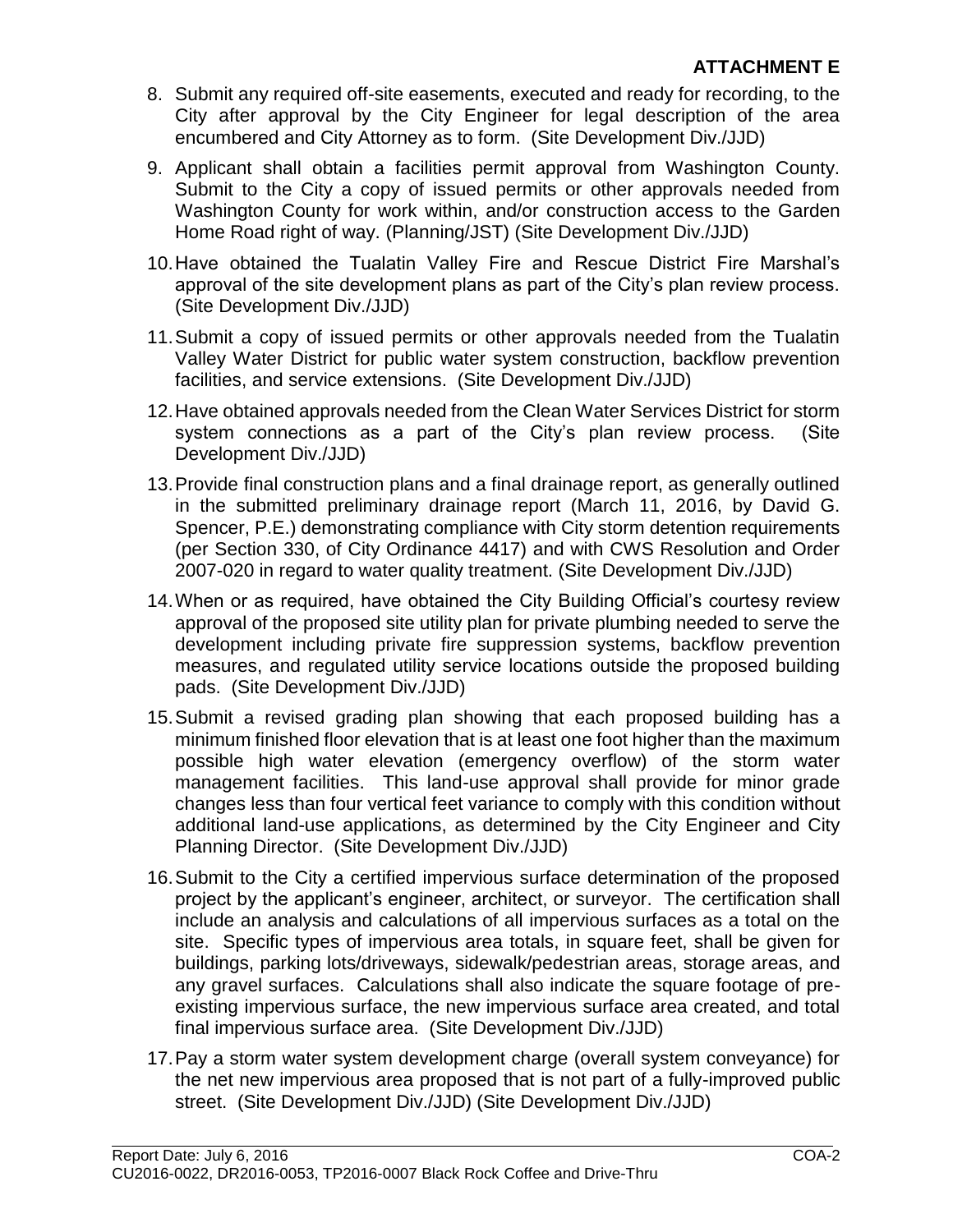**ATTACHMENT E**

8. Submit any required off-site easements, executed and ready for recording, to the City after approval by the City Engineer for legal description of the area encumbered and City Attorney as to form. (Site Development Div./JJD)

9. Applicant shall obtain a facilities permit approval from Washington County. Submit to the City a copy of issued permits or other approvals needed from Washington County for work within, and/or construction access to the Garden Home Road right of way. (Planning/JST) (Site Development Div./JJD)

10. Have obtained the Tualatin Valley Fire and Rescue District Fire Marshal's approval of the site development plans as part of the City's plan review process. (Site Development Div./JJD)

11. Submit a copy of issued permits or other approvals needed from the Tualatin Valley Water District for public water system construction, backflow prevention facilities, and service extensions. (Site Development Div./JJD)

12. Have obtained approvals needed from the Clean Water Services District for storm system connections as a part of the City's plan review process. (Site Development Div./JJD)

13. Provide final construction plans and a final drainage report, as generally outlined in the submitted preliminary drainage report (March 11, 2016, by David G. Spencer, P.E.) demonstrating compliance with City storm detention requirements (per Section 330, of City Ordinance 4417) and with CWS Resolution and Order 2007-020 in regard to water quality treatment. (Site Development Div./JJD)

14. When or as required, have obtained the City Building Official's courtesy review approval of the proposed site utility plan for private plumbing needed to serve the development including private fire suppression systems, backflow prevention measures, and regulated utility service locations outside the proposed building pads. (Site Development Div./JJD)

15. Submit a revised grading plan showing that each proposed building has a minimum finished floor elevation that is at least one foot higher than the maximum possible high water elevation (emergency overflow) of the storm water management facilities. This land-use approval shall provide for minor grade changes less than four vertical feet variance to comply with this condition without additional land-use applications, as determined by the City Engineer and City Planning Director. (Site Development Div./JJD)

16. Submit to the City a certified impervious surface determination of the proposed project by the applicant's engineer, architect, or surveyor. The certification shall include an analysis and calculations of all impervious surfaces as a total on the site. Specific types of impervious area totals, in square feet, shall be given for buildings, parking lots/driveways, sidewalk/pedestrian areas, storage areas, and any gravel surfaces. Calculations shall also indicate the square footage of pre-existing impervious surface, the new impervious surface area created, and total final impervious surface area. (Site Development Div./JJD)

17. Pay a storm water system development charge (overall system conveyance) for the net new impervious area proposed that is not part of a fully-improved public street. (Site Development Div./JJD) (Site Development Div./JJD)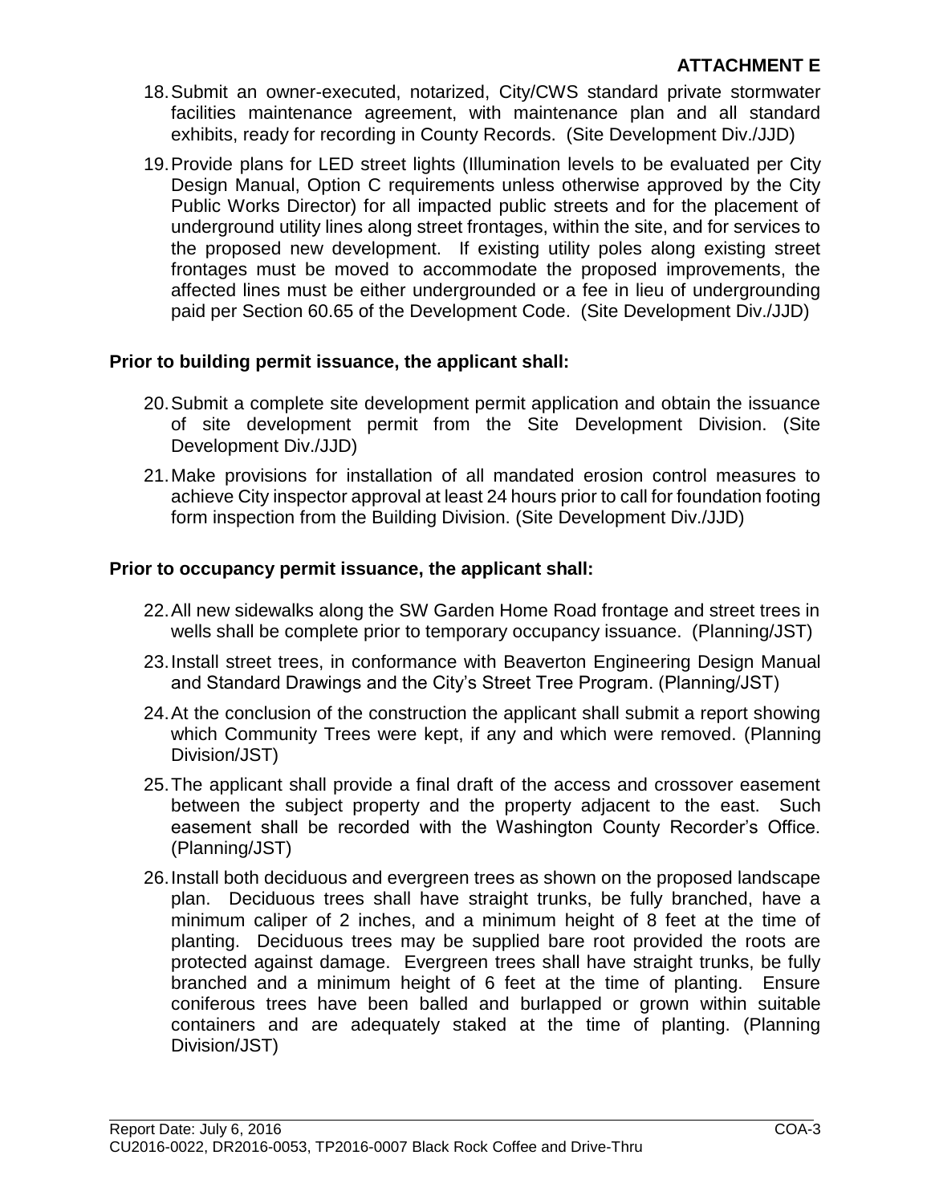**ATTACHMENT E**

18. Submit an owner-executed, notarized, City/CWS standard private stormwater facilities maintenance agreement, with maintenance plan and all standard exhibits, ready for recording in County Records. (Site Development Div./JJD)

19. Provide plans for LED street lights (Illumination levels to be evaluated per City Design Manual, Option C requirements unless otherwise approved by the City Public Works Director) for all impacted public streets and for the placement of underground utility lines along street frontages, within the site, and for services to the proposed new development. If existing utility poles along existing street frontages must be moved to accommodate the proposed improvements, the affected lines must be either undergrounded or a fee in lieu of undergrounding paid per Section 60.65 of the Development Code. (Site Development Div./JJD)

**Prior to building permit issuance, the applicant shall:**

20. Submit a complete site development permit application and obtain the issuance of site development permit from the Site Development Division. (Site Development Div./JJD)

21. Make provisions for installation of all mandated erosion control measures to achieve City inspector approval at least 24 hours prior to call for foundation footing form inspection from the Building Division. (Site Development Div./JJD)

**Prior to occupancy permit issuance, the applicant shall:**

22. All new sidewalks along the SW Garden Home Road frontage and street trees in wells shall be complete prior to temporary occupancy issuance. (Planning/JST)

23. Install street trees, in conformance with Beaverton Engineering Design Manual and Standard Drawings and the City's Street Tree Program. (Planning/JST)

24. At the conclusion of the construction the applicant shall submit a report showing which Community Trees were kept, if any and which were removed. (Planning Division/JST)

25. The applicant shall provide a final draft of the access and crossover easement between the subject property and the property adjacent to the east. Such easement shall be recorded with the Washington County Recorder's Office. (Planning/JST)

26. Install both deciduous and evergreen trees as shown on the proposed landscape plan. Deciduous trees shall have straight trunks, be fully branched, have a minimum caliper of 2 inches, and a minimum height of 8 feet at the time of planting. Deciduous trees may be supplied bare root provided the roots are protected against damage. Evergreen trees shall have straight trunks, be fully branched and a minimum height of 6 feet at the time of planting. Ensure coniferous trees have been balled and burlapped or grown within suitable containers and are adequately staked at the time of planting. (Planning Division/JST)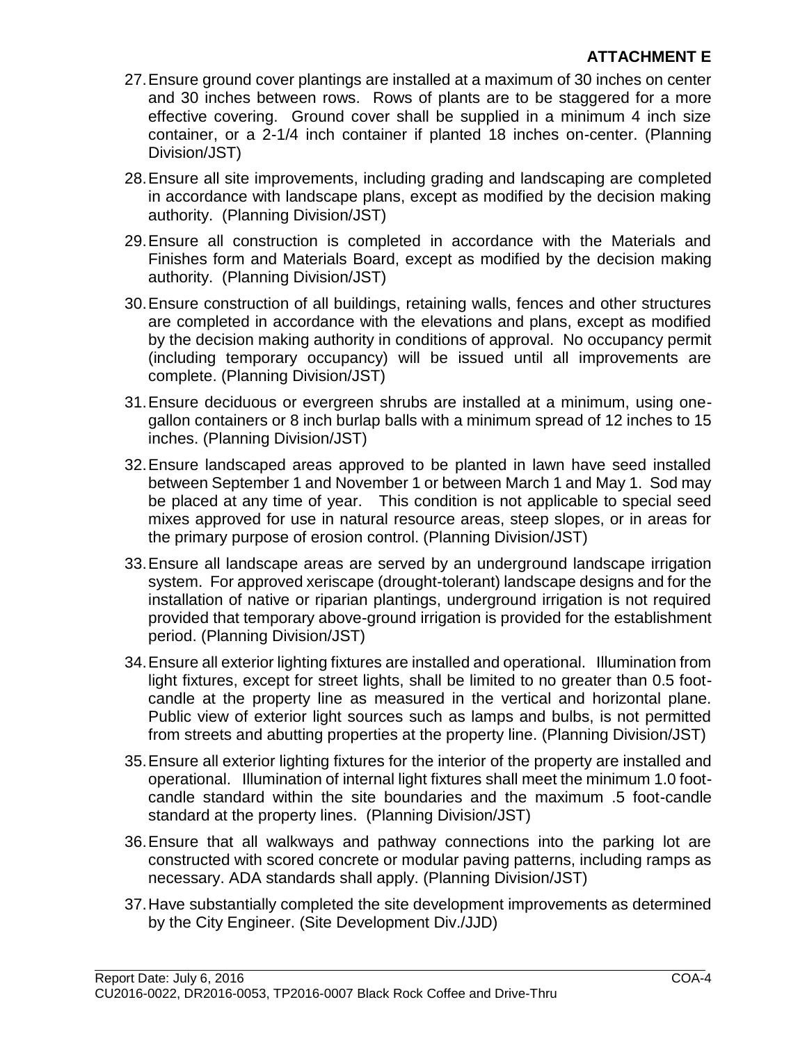**ATTACHMENT E**

27. Ensure ground cover plantings are installed at a maximum of 30 inches on center and 30 inches between rows. Rows of plants are to be staggered for a more effective covering. Ground cover shall be supplied in a minimum 4 inch size container, or a 2-1/4 inch container if planted 18 inches on-center. (Planning Division/JST)

28. Ensure all site improvements, including grading and landscaping are completed in accordance with landscape plans, except as modified by the decision making authority. (Planning Division/JST)

29. Ensure all construction is completed in accordance with the Materials and Finishes form and Materials Board, except as modified by the decision making authority. (Planning Division/JST)

30. Ensure construction of all buildings, retaining walls, fences and other structures are completed in accordance with the elevations and plans, except as modified by the decision making authority in conditions of approval. No occupancy permit (including temporary occupancy) will be issued until all improvements are complete. (Planning Division/JST)

31. Ensure deciduous or evergreen shrubs are installed at a minimum, using one-gallon containers or 8 inch burlap balls with a minimum spread of 12 inches to 15 inches. (Planning Division/JST)

32. Ensure landscaped areas approved to be planted in lawn have seed installed between September 1 and November 1 or between March 1 and May 1. Sod may be placed at any time of year. This condition is not applicable to special seed mixes approved for use in natural resource areas, steep slopes, or in areas for the primary purpose of erosion control. (Planning Division/JST)

33. Ensure all landscape areas are served by an underground landscape irrigation system. For approved xeriscape (drought-tolerant) landscape designs and for the installation of native or riparian plantings, underground irrigation is not required provided that temporary above-ground irrigation is provided for the establishment period. (Planning Division/JST)

34. Ensure all exterior lighting fixtures are installed and operational. Illumination from light fixtures, except for street lights, shall be limited to no greater than 0.5 foot-candle at the property line as measured in the vertical and horizontal plane. Public view of exterior light sources such as lamps and bulbs, is not permitted from streets and abutting properties at the property line. (Planning Division/JST)

35. Ensure all exterior lighting fixtures for the interior of the property are installed and operational. Illumination of internal light fixtures shall meet the minimum 1.0 foot-candle standard within the site boundaries and the maximum .5 foot-candle standard at the property lines. (Planning Division/JST)

36. Ensure that all walkways and pathway connections into the parking lot are constructed with scored concrete or modular paving patterns, including ramps as necessary. ADA standards shall apply. (Planning Division/JST)

37. Have substantially completed the site development improvements as determined by the City Engineer. (Site Development Div./JJD)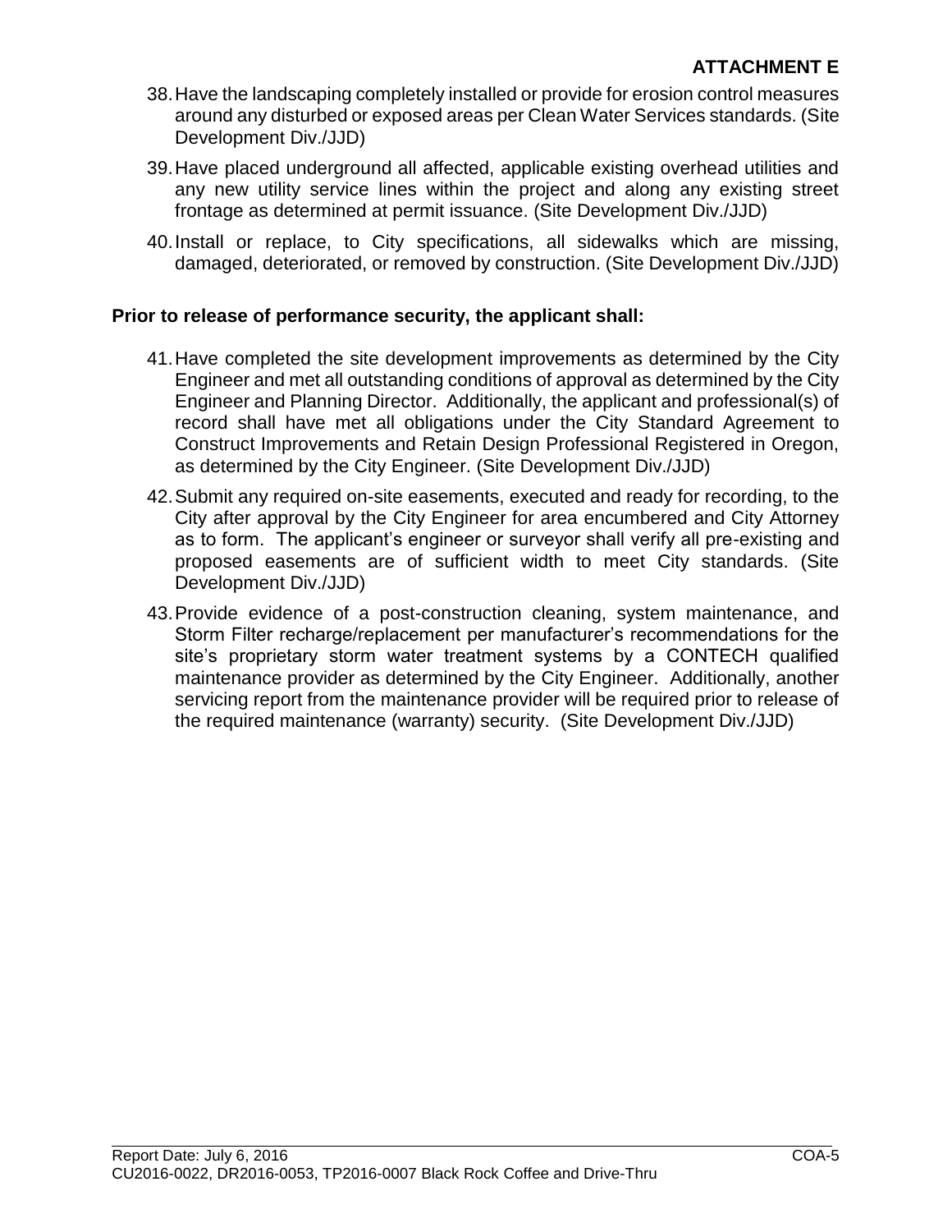**ATTACHMENT E**

38. Have the landscaping completely installed or provide for erosion control measures around any disturbed or exposed areas per Clean Water Services standards. (Site Development Div./JJD)

39. Have placed underground all affected, applicable existing overhead utilities and any new utility service lines within the project and along any existing street frontage as determined at permit issuance. (Site Development Div./JJD)

40. Install or replace, to City specifications, all sidewalks which are missing, damaged, deteriorated, or removed by construction. (Site Development Div./JJD)

**Prior to release of performance security, the applicant shall:**

41. Have completed the site development improvements as determined by the City Engineer and met all outstanding conditions of approval as determined by the City Engineer and Planning Director. Additionally, the applicant and professional(s) of record shall have met all obligations under the City Standard Agreement to Construct Improvements and Retain Design Professional Registered in Oregon, as determined by the City Engineer. (Site Development Div./JJD)

42. Submit any required on-site easements, executed and ready for recording, to the City after approval by the City Engineer for area encumbered and City Attorney as to form. The applicant's engineer or surveyor shall verify all pre-existing and proposed easements are of sufficient width to meet City standards. (Site Development Div./JJD)

43. Provide evidence of a post-construction cleaning, system maintenance, and Storm Filter recharge/replacement per manufacturer's recommendations for the site's proprietary storm water treatment systems by a CONTECH qualified maintenance provider as determined by the City Engineer. Additionally, another servicing report from the maintenance provider will be required prior to release of the required maintenance (warranty) security. (Site Development Div./JJD)